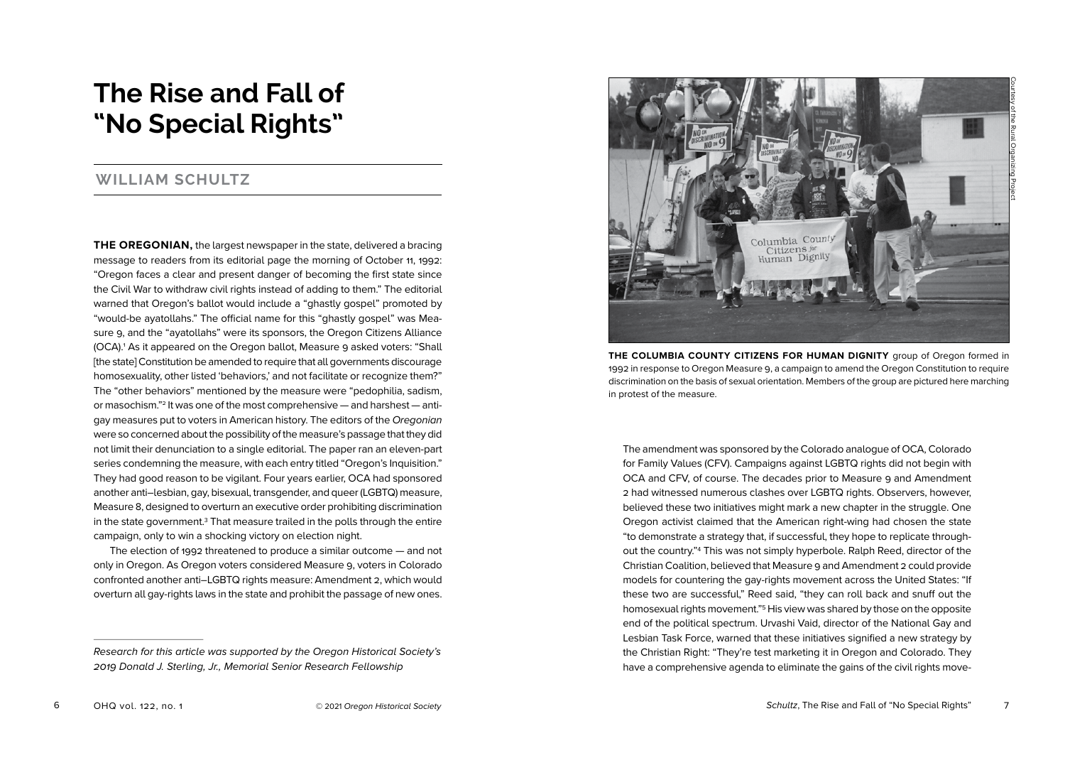# The Rise and Fall of "No Special Rights"

## WILLIAM SCHULTZ

**THE OREGONIAN,** the largest newspaper in the state, delivered a bracing message to readers from its editorial page the morning of October 11, 1992: "Oregon faces a clear and present danger of becoming the first state since the Civil War to withdraw civil rights instead of adding to them." The editorial warned that Oregon's ballot would include a "ghastly gospel" promoted by "would-be ayatollahs." The official name for this "ghastly gospel" was Measure 9, and the "ayatollahs" were its sponsors, the Oregon Citizens Alliance (OCA).[1] As it appeared on the Oregon ballot, Measure 9 asked voters: "Shall [the state] Constitution be amended to require that all governments discourage homosexuality, other listed 'behaviors,' and not facilitate or recognize them?" The "other behaviors" mentioned by the measure were "pedophilia, sadism, or masochism."[2] It was one of the most comprehensive — and harshest — anti-gay measures put to voters in American history. The editors of the *Oregonian* were so concerned about the possibility of the measure's passage that they did not limit their denunciation to a single editorial. The paper ran an eleven-part series condemning the measure, with each entry titled "Oregon's Inquisition." They had good reason to be vigilant. Four years earlier, OCA had sponsored another anti–lesbian, gay, bisexual, transgender, and queer (LGBTQ) measure, Measure 8, designed to overturn an executive order prohibiting discrimination in the state government.[3] That measure trailed in the polls through the entire campaign, only to win a shocking victory on election night.

The election of 1992 threatened to produce a similar outcome — and not only in Oregon. As Oregon voters considered Measure 9, voters in Colorado confronted another anti–LGBTQ rights measure: Amendment 2, which would overturn all gay-rights laws in the state and prohibit the passage of new ones.

*Research for this article was supported by the Oregon Historical Society's 2019 Donald J. Sterling, Jr., Memorial Senior Research Fellowship*

Courtesy of the Rural Organizing Project

**THE COLUMBIA COUNTY CITIZENS FOR HUMAN DIGNITY** group of Oregon formed in 1992 in response to Oregon Measure 9, a campaign to amend the Oregon Constitution to require discrimination on the basis of sexual orientation. Members of the group are pictured here marching in protest of the measure.

The amendment was sponsored by the Colorado analogue of OCA, Colorado for Family Values (CFV). Campaigns against LGBTQ rights did not begin with OCA and CFV, of course. The decades prior to Measure 9 and Amendment 2 had witnessed numerous clashes over LGBTQ rights. Observers, however, believed these two initiatives might mark a new chapter in the struggle. One Oregon activist claimed that the American right-wing had chosen the state "to demonstrate a strategy that, if successful, they hope to replicate throughout the country."[4] This was not simply hyperbole. Ralph Reed, director of the Christian Coalition, believed that Measure 9 and Amendment 2 could provide models for countering the gay-rights movement across the United States: "If these two are successful," Reed said, "they can roll back and snuff out the homosexual rights movement."[5] His view was shared by those on the opposite end of the political spectrum. Urvashi Vaid, director of the National Gay and Lesbian Task Force, warned that these initiatives signified a new strategy by the Christian Right: "They're test marketing it in Oregon and Colorado. They have a comprehensive agenda to eliminate the gains of the civil rights move-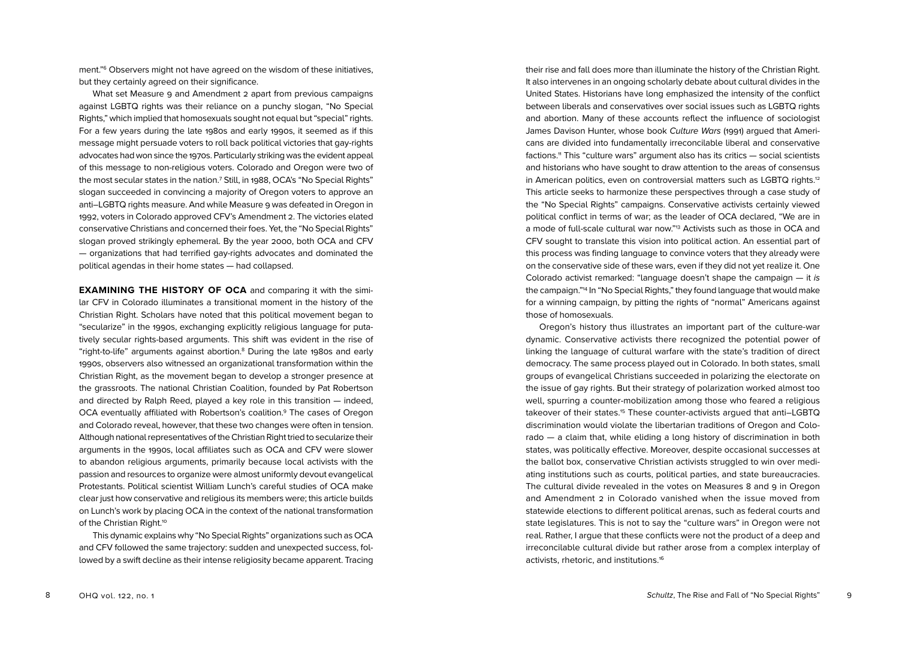ment."[6] Observers might not have agreed on the wisdom of these initiatives, but they certainly agreed on their significance.

What set Measure 9 and Amendment 2 apart from previous campaigns against LGBTQ rights was their reliance on a punchy slogan, "No Special Rights," which implied that homosexuals sought not equal but "special" rights. For a few years during the late 1980s and early 1990s, it seemed as if this message might persuade voters to roll back political victories that gay-rights advocates had won since the 1970s. Particularly striking was the evident appeal of this message to non-religious voters. Colorado and Oregon were two of the most secular states in the nation.[7] Still, in 1988, OCA's "No Special Rights" slogan succeeded in convincing a majority of Oregon voters to approve an anti–LGBTQ rights measure. And while Measure 9 was defeated in Oregon in 1992, voters in Colorado approved CFV's Amendment 2. The victories elated conservative Christians and concerned their foes. Yet, the "No Special Rights" slogan proved strikingly ephemeral. By the year 2000, both OCA and CFV — organizations that had terrified gay-rights advocates and dominated the political agendas in their home states — had collapsed.

**EXAMINING THE HISTORY OF OCA** and comparing it with the similar CFV in Colorado illuminates a transitional moment in the history of the Christian Right. Scholars have noted that this political movement began to "secularize" in the 1990s, exchanging explicitly religious language for putatively secular rights-based arguments. This shift was evident in the rise of "right-to-life" arguments against abortion.[8] During the late 1980s and early 1990s, observers also witnessed an organizational transformation within the Christian Right, as the movement began to develop a stronger presence at the grassroots. The national Christian Coalition, founded by Pat Robertson and directed by Ralph Reed, played a key role in this transition — indeed, OCA eventually affiliated with Robertson's coalition.[9] The cases of Oregon and Colorado reveal, however, that these two changes were often in tension. Although national representatives of the Christian Right tried to secularize their arguments in the 1990s, local affiliates such as OCA and CFV were slower to abandon religious arguments, primarily because local activists with the passion and resources to organize were almost uniformly devout evangelical Protestants. Political scientist William Lunch's careful studies of OCA make clear just how conservative and religious its members were; this article builds on Lunch's work by placing OCA in the context of the national transformation of the Christian Right.[10]

This dynamic explains why "No Special Rights" organizations such as OCA and CFV followed the same trajectory: sudden and unexpected success, followed by a swift decline as their intense religiosity became apparent. Tracing their rise and fall does more than illuminate the history of the Christian Right. It also intervenes in an ongoing scholarly debate about cultural divides in the United States. Historians have long emphasized the intensity of the conflict between liberals and conservatives over social issues such as LGBTQ rights and abortion. Many of these accounts reflect the influence of sociologist James Davison Hunter, whose book *Culture Wars* (1991) argued that Americans are divided into fundamentally irreconcilable liberal and conservative factions.[11] This "culture wars" argument also has its critics — social scientists and historians who have sought to draw attention to the areas of consensus in American politics, even on controversial matters such as LGBTQ rights.[12] This article seeks to harmonize these perspectives through a case study of the "No Special Rights" campaigns. Conservative activists certainly viewed political conflict in terms of war; as the leader of OCA declared, "We are in a mode of full-scale cultural war now."[13] Activists such as those in OCA and CFV sought to translate this vision into political action. An essential part of this process was finding language to convince voters that they already were on the conservative side of these wars, even if they did not yet realize it. One Colorado activist remarked: "language doesn't shape the campaign — it *is* the campaign."[14] In "No Special Rights," they found language that would make for a winning campaign, by pitting the rights of "normal" Americans against those of homosexuals.

Oregon's history thus illustrates an important part of the culture-war dynamic. Conservative activists there recognized the potential power of linking the language of cultural warfare with the state's tradition of direct democracy. The same process played out in Colorado. In both states, small groups of evangelical Christians succeeded in polarizing the electorate on the issue of gay rights. But their strategy of polarization worked almost too well, spurring a counter-mobilization among those who feared a religious takeover of their states.[15] These counter-activists argued that anti–LGBTQ discrimination would violate the libertarian traditions of Oregon and Colorado — a claim that, while eliding a long history of discrimination in both states, was politically effective. Moreover, despite occasional successes at the ballot box, conservative Christian activists struggled to win over mediating institutions such as courts, political parties, and state bureaucracies. The cultural divide revealed in the votes on Measures 8 and 9 in Oregon and Amendment 2 in Colorado vanished when the issue moved from statewide elections to different political arenas, such as federal courts and state legislatures. This is not to say the "culture wars" in Oregon were not real. Rather, I argue that these conflicts were not the product of a deep and irreconcilable cultural divide but rather arose from a complex interplay of activists, rhetoric, and institutions.[16]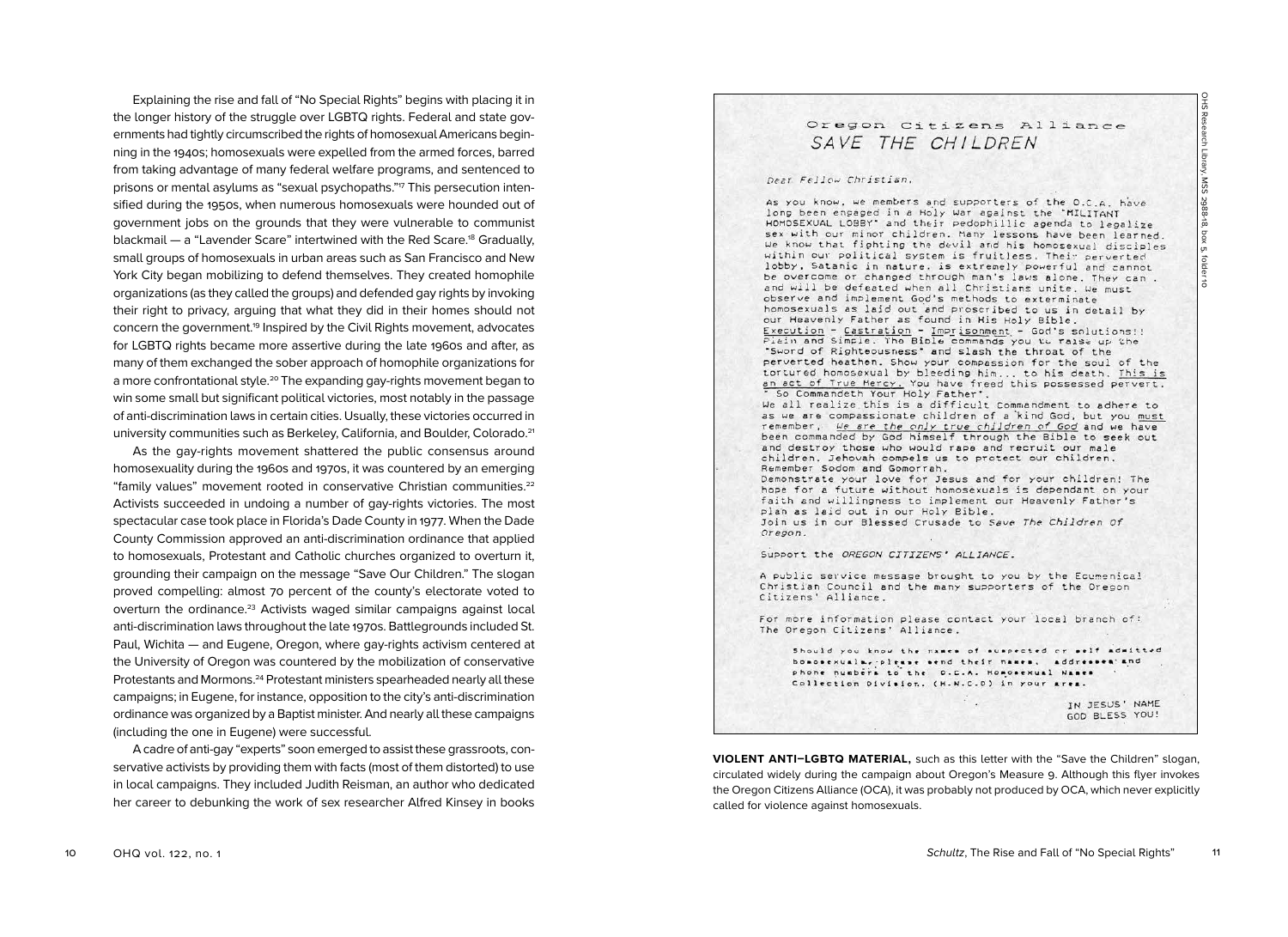Explaining the rise and fall of "No Special Rights" begins with placing it in the longer history of the struggle over LGBTQ rights. Federal and state governments had tightly circumscribed the rights of homosexual Americans beginning in the 1940s; homosexuals were expelled from the armed forces, barred from taking advantage of many federal welfare programs, and sentenced to prisons or mental asylums as "sexual psychopaths."[17] This persecution intensified during the 1950s, when numerous homosexuals were hounded out of government jobs on the grounds that they were vulnerable to communist blackmail — a "Lavender Scare" intertwined with the Red Scare.[18] Gradually, small groups of homosexuals in urban areas such as San Francisco and New York City began mobilizing to defend themselves. They created homophile organizations (as they called the groups) and defended gay rights by invoking their right to privacy, arguing that what they did in their homes should not concern the government.[19] Inspired by the Civil Rights movement, advocates for LGBTQ rights became more assertive during the late 1960s and after, as many of them exchanged the sober approach of homophile organizations for a more confrontational style.[20] The expanding gay-rights movement began to win some small but significant political victories, most notably in the passage of anti-discrimination laws in certain cities. Usually, these victories occurred in university communities such as Berkeley, California, and Boulder, Colorado.[21]

As the gay-rights movement shattered the public consensus around homosexuality during the 1960s and 1970s, it was countered by an emerging "family values" movement rooted in conservative Christian communities.[22] Activists succeeded in undoing a number of gay-rights victories. The most spectacular case took place in Florida's Dade County in 1977. When the Dade County Commission approved an anti-discrimination ordinance that applied to homosexuals, Protestant and Catholic churches organized to overturn it, grounding their campaign on the message "Save Our Children." The slogan proved compelling: almost 70 percent of the county's electorate voted to overturn the ordinance.[23] Activists waged similar campaigns against local anti-discrimination laws throughout the late 1970s. Battlegrounds included St. Paul, Wichita — and Eugene, Oregon, where gay-rights activism centered at the University of Oregon was countered by the mobilization of conservative Protestants and Mormons.[24] Protestant ministers spearheaded nearly all these campaigns; in Eugene, for instance, opposition to the city's anti-discrimination ordinance was organized by a Baptist minister. And nearly all these campaigns (including the one in Eugene) were successful.

A cadre of anti-gay "experts" soon emerged to assist these grassroots, conservative activists by providing them with facts (most of them distorted) to use in local campaigns. They included Judith Reisman, an author who dedicated her career to debunking the work of sex researcher Alfred Kinsey in books

> Oregon Citizens Alliance
> *SAVE THE CHILDREN*
>
> *Dear Fellow Christian,*
>
> As you know, we members and supporters of the O.C.A. have long been engaged in a Holy War against the "MILITANT HOMOSEXUAL LOBBY" and their pedophillic agenda to legalize sex with our minor children. Many lessons have been learned. We know that fighting the devil and his homosexual disciples within our political system is fruitless. Their perverted lobby, Satanic in nature, is extremely powerful and cannot be overcome or changed through man's laws alone. They can and will be defeated when all Christians unite. We must observe and implement God's methods to exterminate homosexuals as laid out and proscribed to us in detail by our Heavenly Father as found in His Holy Bible.
> Execution - Castration - Imprisonment - God's solutions!! Plain and Simple. The Bible commands you to raise up the "Sword of Righteousness" and slash the throat of the perverted heathen. Show your compassion for the soul of the tortured homosexual by bleeding him... to his death. This is an act of True Mercy. You have freed this possessed pervert. " So Commandeth Your Holy Father".
> We all realize this is a difficult commandment to adhere to as we are compassionate children of a kind God, but you must remember, *We are the only true children of God* and we have been commanded by God himself through the Bible to seek out and destroy those who would rape and recruit our male children. Jehovah compels us to protect our children. Remember Sodom and Gomorrah.
> Demonstrate your love for Jesus and for your children! The hope for a future without homosexuals is dependant on your faith and willingness to implement our Heavenly Father's plan as laid out in our Holy Bible.
> Join us in our Blessed Crusade to *Save The Children Of Oregon.*
>
> Support the *OREGON CITIZENS' ALLIANCE.*
>
> A public service message brought to you by the Ecumenical Christian Council and the many supporters of the Oregon Citizens' Alliance.
>
> For more information please contact your local branch of: The Oregon Citizens' Alliance.
>
> Should you know the names of suspected or self admitted homosexuals, please send their names, addresses and phone numbers to the O.C.A. Homosexual Names Collection Division. (H.N.C.D) in your area.
>
> IN JESUS' NAME
> GOD BLESS YOU!

OHS Research Library, MSS 2988-18, box 5, folder 10

**VIOLENT ANTI–LGBTQ MATERIAL,** such as this letter with the "Save the Children" slogan, circulated widely during the campaign about Oregon's Measure 9. Although this flyer invokes the Oregon Citizens Alliance (OCA), it was probably not produced by OCA, which never explicitly called for violence against homosexuals.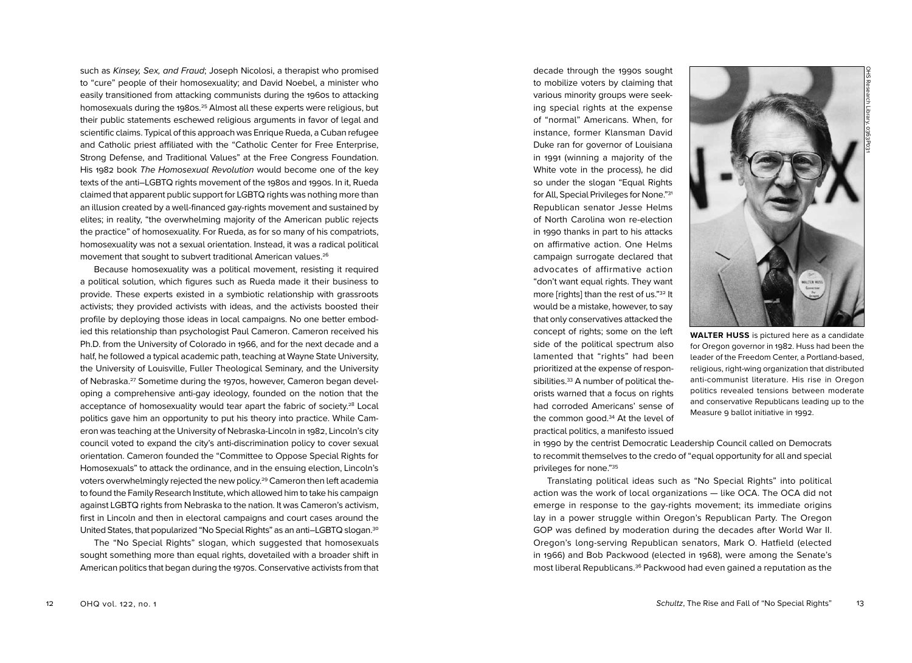such as *Kinsey, Sex, and Fraud*; Joseph Nicolosi, a therapist who promised to "cure" people of their homosexuality; and David Noebel, a minister who easily transitioned from attacking communists during the 1960s to attacking homosexuals during the 1980s.[25] Almost all these experts were religious, but their public statements eschewed religious arguments in favor of legal and scientific claims. Typical of this approach was Enrique Rueda, a Cuban refugee and Catholic priest affiliated with the "Catholic Center for Free Enterprise, Strong Defense, and Traditional Values" at the Free Congress Foundation. His 1982 book *The Homosexual Revolution* would become one of the key texts of the anti–LGBTQ rights movement of the 1980s and 1990s. In it, Rueda claimed that apparent public support for LGBTQ rights was nothing more than an illusion created by a well-financed gay-rights movement and sustained by elites; in reality, "the overwhelming majority of the American public rejects the practice" of homosexuality. For Rueda, as for so many of his compatriots, homosexuality was not a sexual orientation. Instead, it was a radical political movement that sought to subvert traditional American values.[26]

Because homosexuality was a political movement, resisting it required a political solution, which figures such as Rueda made it their business to provide. These experts existed in a symbiotic relationship with grassroots activists; they provided activists with ideas, and the activists boosted their profile by deploying those ideas in local campaigns. No one better embodied this relationship than psychologist Paul Cameron. Cameron received his Ph.D. from the University of Colorado in 1966, and for the next decade and a half, he followed a typical academic path, teaching at Wayne State University, the University of Louisville, Fuller Theological Seminary, and the University of Nebraska.[27] Sometime during the 1970s, however, Cameron began developing a comprehensive anti-gay ideology, founded on the notion that the acceptance of homosexuality would tear apart the fabric of society.[28] Local politics gave him an opportunity to put his theory into practice. While Cameron was teaching at the University of Nebraska-Lincoln in 1982, Lincoln's city council voted to expand the city's anti-discrimination policy to cover sexual orientation. Cameron founded the "Committee to Oppose Special Rights for Homosexuals" to attack the ordinance, and in the ensuing election, Lincoln's voters overwhelmingly rejected the new policy.[29] Cameron then left academia to found the Family Research Institute, which allowed him to take his campaign against LGBTQ rights from Nebraska to the nation. It was Cameron's activism, first in Lincoln and then in electoral campaigns and court cases around the United States, that popularized "No Special Rights" as an anti–LGBTQ slogan.[30]

The "No Special Rights" slogan, which suggested that homosexuals sought something more than equal rights, dovetailed with a broader shift in American politics that began during the 1970s. Conservative activists from that decade through the 1990s sought to mobilize voters by claiming that various minority groups were seeking special rights at the expense of "normal" Americans. When, for instance, former Klansman David Duke ran for governor of Louisiana in 1991 (winning a majority of the White vote in the process), he did so under the slogan "Equal Rights for All, Special Privileges for None."[31] Republican senator Jesse Helms of North Carolina won re-election in 1990 thanks in part to his attacks on affirmative action. One Helms campaign surrogate declared that advocates of affirmative action "don't want equal rights. They want more [rights] than the rest of us."[32] It would be a mistake, however, to say that only conservatives attacked the concept of rights; some on the left side of the political spectrum also lamented that "rights" had been prioritized at the expense of responsibilities.[33] A number of political theorists warned that a focus on rights had corroded Americans' sense of the common good.[34] At the level of practical politics, a manifesto issued in 1990 by the centrist Democratic Leadership Council called on Democrats to recommit themselves to the credo of "equal opportunity for all and special privileges for none."[35]

OHS Research Library, 0363P031

**WALTER HUSS** is pictured here as a candidate for Oregon governor in 1982. Huss had been the leader of the Freedom Center, a Portland-based, religious, right-wing organization that distributed anti-communist literature. His rise in Oregon politics revealed tensions between moderate and conservative Republicans leading up to the Measure 9 ballot initiative in 1992.

Translating political ideas such as "No Special Rights" into political action was the work of local organizations — like OCA. The OCA did not emerge in response to the gay-rights movement; its immediate origins lay in a power struggle within Oregon's Republican Party. The Oregon GOP was defined by moderation during the decades after World War II. Oregon's long-serving Republican senators, Mark O. Hatfield (elected in 1966) and Bob Packwood (elected in 1968), were among the Senate's most liberal Republicans.[36] Packwood had even gained a reputation as the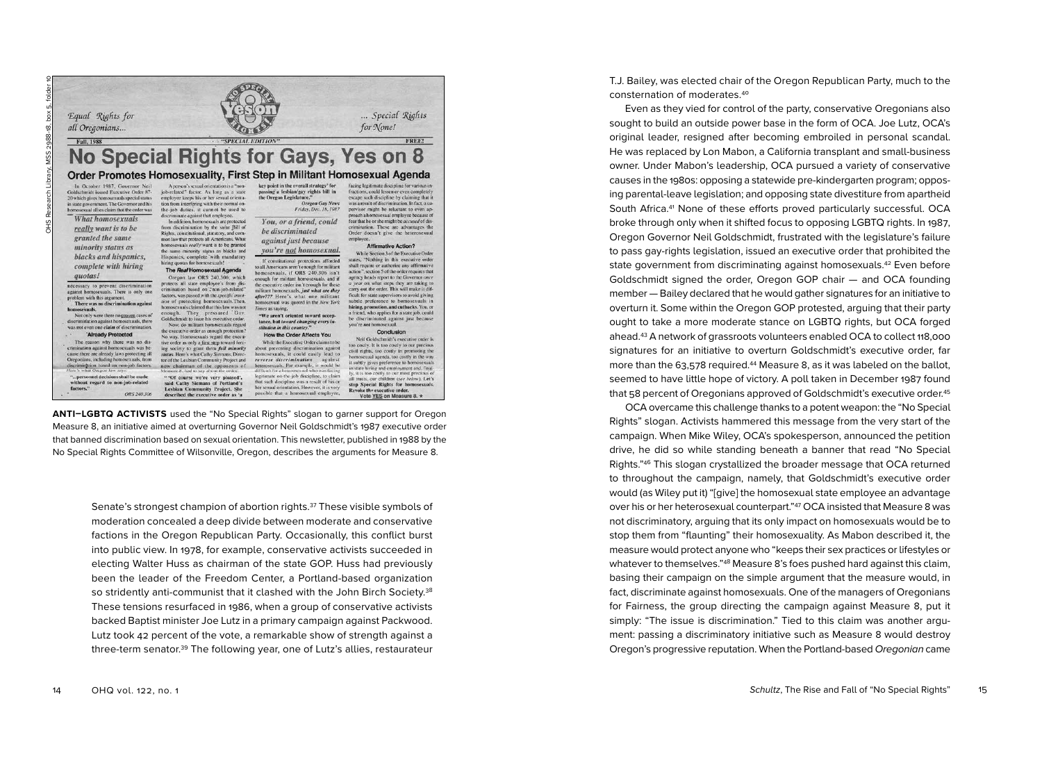**ANTI–LGBTQ ACTIVISTS** used the "No Special Rights" slogan to garner support for Oregon Measure 8, an initiative aimed at overturning Governor Neil Goldschmidt's 1987 executive order that banned discrimination based on sexual orientation. This newsletter, published in 1988 by the No Special Rights Committee of Wilsonville, Oregon, describes the arguments for Measure 8.

Senate's strongest champion of abortion rights.[37] These visible symbols of moderation concealed a deep divide between moderate and conservative factions in the Oregon Republican Party. Occasionally, this conflict burst into public view. In 1978, for example, conservative activists succeeded in electing Walter Huss as chairman of the state GOP. Huss had previously been the leader of the Freedom Center, a Portland-based organization so stridently anti-communist that it clashed with the John Birch Society.[38] These tensions resurfaced in 1986, when a group of conservative activists backed Baptist minister Joe Lutz in a primary campaign against Packwood. Lutz took 42 percent of the vote, a remarkable show of strength against a three-term senator.[39] The following year, one of Lutz's allies, restaurateur T.J. Bailey, was elected chair of the Oregon Republican Party, much to the consternation of moderates.[40]

Even as they vied for control of the party, conservative Oregonians also sought to build an outside power base in the form of OCA. Joe Lutz, OCA's original leader, resigned after becoming embroiled in personal scandal. He was replaced by Lon Mabon, a California transplant and small-business owner. Under Mabon's leadership, OCA pursued a variety of conservative causes in the 1980s: opposing a statewide pre-kindergarten program; opposing parental-leave legislation; and opposing state divestiture from apartheid South Africa.[41] None of these efforts proved particularly successful. OCA broke through only when it shifted focus to opposing LGBTQ rights. In 1987, Oregon Governor Neil Goldschmidt, frustrated with the legislature's failure to pass gay-rights legislation, issued an executive order that prohibited the state government from discriminating against homosexuals.[42] Even before Goldschmidt signed the order, Oregon GOP chair — and OCA founding member — Bailey declared that he would gather signatures for an initiative to overturn it. Some within the Oregon GOP protested, arguing that their party ought to take a more moderate stance on LGBTQ rights, but OCA forged ahead.[43] A network of grassroots volunteers enabled OCA to collect 118,000 signatures for an initiative to overturn Goldschmidt's executive order, far more than the 63,578 required.[44] Measure 8, as it was labeled on the ballot, seemed to have little hope of victory. A poll taken in December 1987 found that 58 percent of Oregonians approved of Goldschmidt's executive order.[45]

OCA overcame this challenge thanks to a potent weapon: the "No Special Rights" slogan. Activists hammered this message from the very start of the campaign. When Mike Wiley, OCA's spokesperson, announced the petition drive, he did so while standing beneath a banner that read "No Special Rights."[46] This slogan crystallized the broader message that OCA returned to throughout the campaign, namely, that Goldschmidt's executive order would (as Wiley put it) "[give] the homosexual state employee an advantage over his or her heterosexual counterpart."[47] OCA insisted that Measure 8 was not discriminatory, arguing that its only impact on homosexuals would be to stop them from "flaunting" their homosexuality. As Mabon described it, the measure would protect anyone who "keeps their sex practices or lifestyles or whatever to themselves."[48] Measure 8's foes pushed hard against this claim, basing their campaign on the simple argument that the measure would, in fact, discriminate against homosexuals. One of the managers of Oregonians for Fairness, the group directing the campaign against Measure 8, put it simply: "The issue is discrimination." Tied to this claim was another argument: passing a discriminatory initiative such as Measure 8 would destroy Oregon's progressive reputation. When the Portland-based *Oregonian* came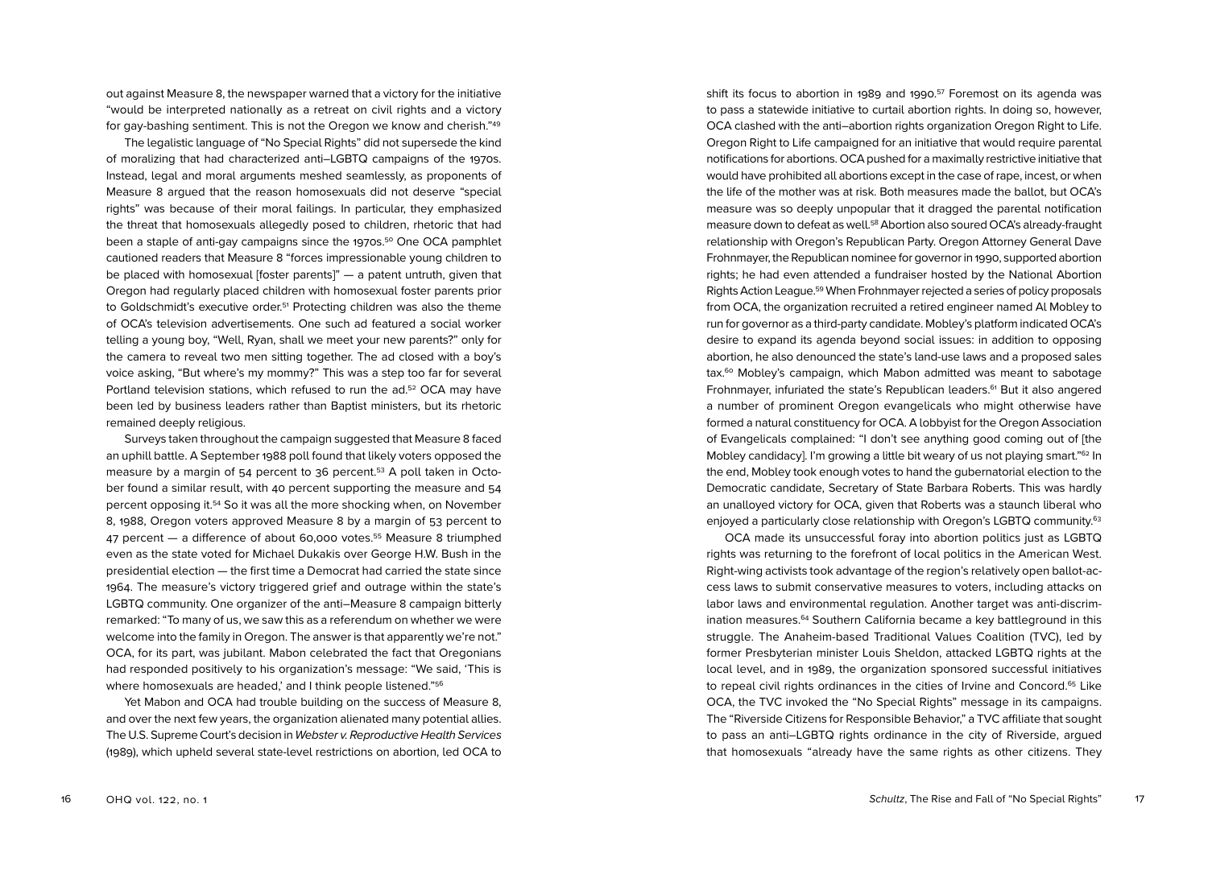out against Measure 8, the newspaper warned that a victory for the initiative "would be interpreted nationally as a retreat on civil rights and a victory for gay-bashing sentiment. This is not the Oregon we know and cherish."[49]

The legalistic language of "No Special Rights" did not supersede the kind of moralizing that had characterized anti–LGBTQ campaigns of the 1970s. Instead, legal and moral arguments meshed seamlessly, as proponents of Measure 8 argued that the reason homosexuals did not deserve "special rights" was because of their moral failings. In particular, they emphasized the threat that homosexuals allegedly posed to children, rhetoric that had been a staple of anti-gay campaigns since the 1970s.[50] One OCA pamphlet cautioned readers that Measure 8 "forces impressionable young children to be placed with homosexual [foster parents]" — a patent untruth, given that Oregon had regularly placed children with homosexual foster parents prior to Goldschmidt's executive order.[51] Protecting children was also the theme of OCA's television advertisements. One such ad featured a social worker telling a young boy, "Well, Ryan, shall we meet your new parents?" only for the camera to reveal two men sitting together. The ad closed with a boy's voice asking, "But where's my mommy?" This was a step too far for several Portland television stations, which refused to run the ad.[52] OCA may have been led by business leaders rather than Baptist ministers, but its rhetoric remained deeply religious.

Surveys taken throughout the campaign suggested that Measure 8 faced an uphill battle. A September 1988 poll found that likely voters opposed the measure by a margin of 54 percent to 36 percent.[53] A poll taken in October found a similar result, with 40 percent supporting the measure and 54 percent opposing it.[54] So it was all the more shocking when, on November 8, 1988, Oregon voters approved Measure 8 by a margin of 53 percent to 47 percent — a difference of about 60,000 votes.[55] Measure 8 triumphed even as the state voted for Michael Dukakis over George H.W. Bush in the presidential election — the first time a Democrat had carried the state since 1964. The measure's victory triggered grief and outrage within the state's LGBTQ community. One organizer of the anti–Measure 8 campaign bitterly remarked: "To many of us, we saw this as a referendum on whether we were welcome into the family in Oregon. The answer is that apparently we're not." OCA, for its part, was jubilant. Mabon celebrated the fact that Oregonians had responded positively to his organization's message: "We said, 'This is where homosexuals are headed,' and I think people listened."[56]

Yet Mabon and OCA had trouble building on the success of Measure 8, and over the next few years, the organization alienated many potential allies. The U.S. Supreme Court's decision in *Webster v. Reproductive Health Services* (1989), which upheld several state-level restrictions on abortion, led OCA to shift its focus to abortion in 1989 and 1990.[57] Foremost on its agenda was to pass a statewide initiative to curtail abortion rights. In doing so, however, OCA clashed with the anti–abortion rights organization Oregon Right to Life. Oregon Right to Life campaigned for an initiative that would require parental notifications for abortions. OCA pushed for a maximally restrictive initiative that would have prohibited all abortions except in the case of rape, incest, or when the life of the mother was at risk. Both measures made the ballot, but OCA's measure was so deeply unpopular that it dragged the parental notification measure down to defeat as well.[58] Abortion also soured OCA's already-fraught relationship with Oregon's Republican Party. Oregon Attorney General Dave Frohnmayer, the Republican nominee for governor in 1990, supported abortion rights; he had even attended a fundraiser hosted by the National Abortion Rights Action League.[59] When Frohnmayer rejected a series of policy proposals from OCA, the organization recruited a retired engineer named Al Mobley to run for governor as a third-party candidate. Mobley's platform indicated OCA's desire to expand its agenda beyond social issues: in addition to opposing abortion, he also denounced the state's land-use laws and a proposed sales tax.[60] Mobley's campaign, which Mabon admitted was meant to sabotage Frohnmayer, infuriated the state's Republican leaders.[61] But it also angered a number of prominent Oregon evangelicals who might otherwise have formed a natural constituency for OCA. A lobbyist for the Oregon Association of Evangelicals complained: "I don't see anything good coming out of [the Mobley candidacy]. I'm growing a little bit weary of us not playing smart."[62] In the end, Mobley took enough votes to hand the gubernatorial election to the Democratic candidate, Secretary of State Barbara Roberts. This was hardly an unalloyed victory for OCA, given that Roberts was a staunch liberal who enjoyed a particularly close relationship with Oregon's LGBTQ community.[63]

OCA made its unsuccessful foray into abortion politics just as LGBTQ rights was returning to the forefront of local politics in the American West. Right-wing activists took advantage of the region's relatively open ballot-access laws to submit conservative measures to voters, including attacks on labor laws and environmental regulation. Another target was anti-discrimination measures.[64] Southern California became a key battleground in this struggle. The Anaheim-based Traditional Values Coalition (TVC), led by former Presbyterian minister Louis Sheldon, attacked LGBTQ rights at the local level, and in 1989, the organization sponsored successful initiatives to repeal civil rights ordinances in the cities of Irvine and Concord.[65] Like OCA, the TVC invoked the "No Special Rights" message in its campaigns. The "Riverside Citizens for Responsible Behavior," a TVC affiliate that sought to pass an anti–LGBTQ rights ordinance in the city of Riverside, argued that homosexuals "already have the same rights as other citizens. They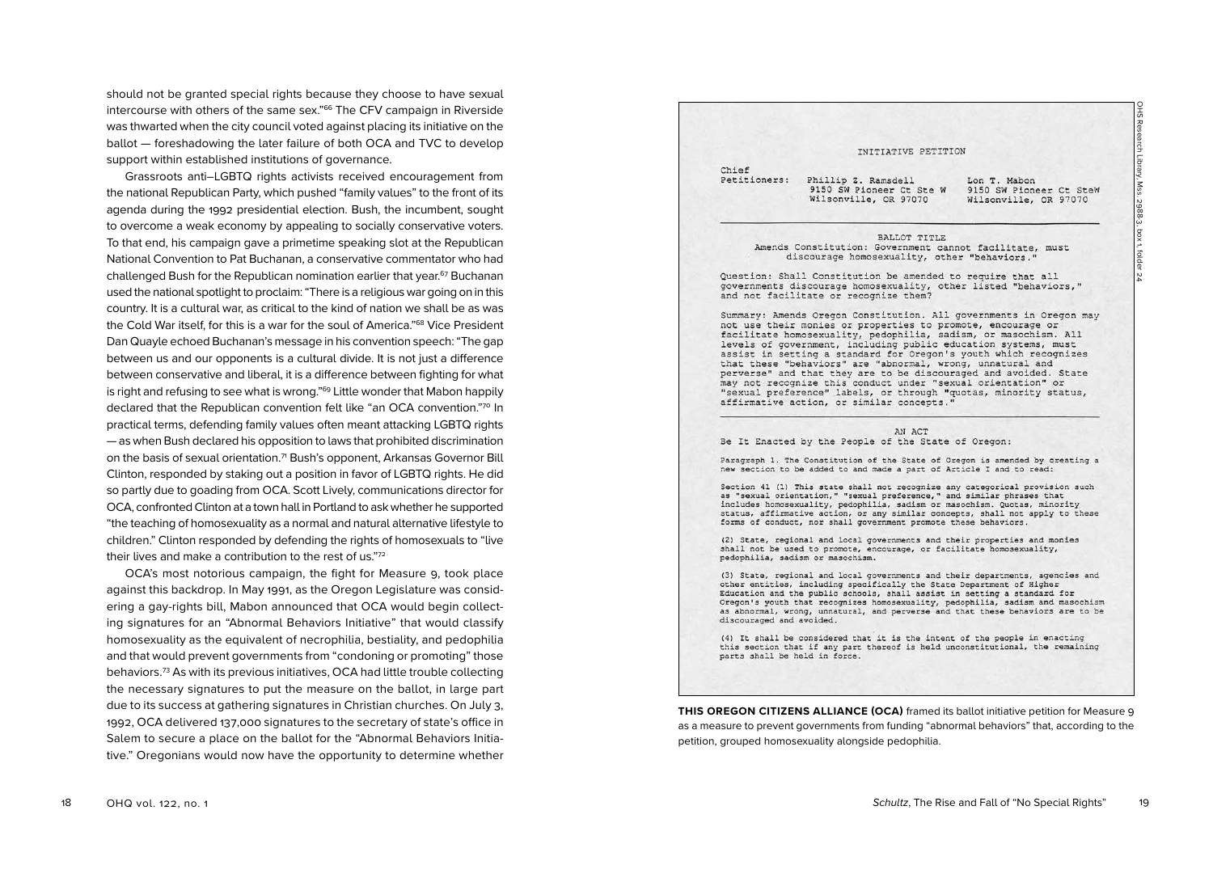should not be granted special rights because they choose to have sexual intercourse with others of the same sex."[66] The CFV campaign in Riverside was thwarted when the city council voted against placing its initiative on the ballot — foreshadowing the later failure of both OCA and TVC to develop support within established institutions of governance.

Grassroots anti–LGBTQ rights activists received encouragement from the national Republican Party, which pushed "family values" to the front of its agenda during the 1992 presidential election. Bush, the incumbent, sought to overcome a weak economy by appealing to socially conservative voters. To that end, his campaign gave a primetime speaking slot at the Republican National Convention to Pat Buchanan, a conservative commentator who had challenged Bush for the Republican nomination earlier that year.[67] Buchanan used the national spotlight to proclaim: "There is a religious war going on in this country. It is a cultural war, as critical to the kind of nation we shall be as was the Cold War itself, for this is a war for the soul of America."[68] Vice President Dan Quayle echoed Buchanan's message in his convention speech: "The gap between us and our opponents is a cultural divide. It is not just a difference between conservative and liberal, it is a difference between fighting for what is right and refusing to see what is wrong."[69] Little wonder that Mabon happily declared that the Republican convention felt like "an OCA convention."[70] In practical terms, defending family values often meant attacking LGBTQ rights — as when Bush declared his opposition to laws that prohibited discrimination on the basis of sexual orientation.[71] Bush's opponent, Arkansas Governor Bill Clinton, responded by staking out a position in favor of LGBTQ rights. He did so partly due to goading from OCA. Scott Lively, communications director for OCA, confronted Clinton at a town hall in Portland to ask whether he supported "the teaching of homosexuality as a normal and natural alternative lifestyle to children." Clinton responded by defending the rights of homosexuals to "live their lives and make a contribution to the rest of us."[72]

OCA's most notorious campaign, the fight for Measure 9, took place against this backdrop. In May 1991, as the Oregon Legislature was considering a gay-rights bill, Mabon announced that OCA would begin collecting signatures for an "Abnormal Behaviors Initiative" that would classify homosexuality as the equivalent of necrophilia, bestiality, and pedophilia and that would prevent governments from "condoning or promoting" those behaviors.[73] As with its previous initiatives, OCA had little trouble collecting the necessary signatures to put the measure on the ballot, in large part due to its success at gathering signatures in Christian churches. On July 3, 1992, OCA delivered 137,000 signatures to the secretary of state's office in Salem to secure a place on the ballot for the "Abnormal Behaviors Initiative." Oregonians would now have the opportunity to determine whether

INITIATIVE PETITION

Chief Petitioners: Phillip Z. Ramsdell, 9150 SW Pioneer Ct Ste W, Wilsonville, OR 97070 — Lon T. Mabon, 9150 SW Pioneer Ct SteW, Wilsonville, OR 97070

BALLOT TITLE

Amends Constitution: Government cannot facilitate, must discourage homosexuality, other "behaviors."

Question: Shall Constitution be amended to require that all governments discourage homosexuality, other listed "behaviors," and not facilitate or recognize them?

Summary: Amends Oregon Constitution. All governments in Oregon may not use their monies or properties to promote, encourage or facilitate homosexuality, pedophilia, sadism, or masochism. All levels of government, including public education systems, must assist in setting a standard for Oregon's youth which recognizes that these "behaviors" are "abnormal, wrong, unnatural and perverse" and that they are to be discouraged and avoided. State may not recognize this conduct under "sexual orientation" or "sexual preference" labels, or through "quotas, minority status, affirmative action, or similar concepts."

AN ACT

Be It Enacted by the People of the State of Oregon:

Paragraph 1. The Constitution of the State of Oregon is amended by creating a new section to be added to and made a part of Article I and to read:

Section 41 (1) This state shall not recognize any categorical provision such as "sexual orientation," "sexual preference," and similar phrases that includes homosexuality, pedophilia, sadism or masochism. Quotas, minority status, affirmative action, or any similar concepts, shall not apply to these forms of conduct, nor shall government promote these behaviors.

(2) State, regional and local governments and their properties and monies shall not be used to promote, encourage, or facilitate homosexuality, pedophilia, sadism or masochism.

(3) State, regional and local governments and their departments, agencies and other entities, including specifically the State Department of Higher Education and the public schools, shall assist in setting a standard for Oregon's youth that recognizes homosexuality, pedophilia, sadism and masochism as abnormal, wrong, unnatural, and perverse and that these behaviors are to be discouraged and avoided.

(4) It shall be considered that it is the intent of the people in enacting this section that if any part thereof is held unconstitutional, the remaining parts shall be held in force.

OHS Research Library, Mss. 2988-3, box 1, folder 24

**THIS OREGON CITIZENS ALLIANCE (OCA)** framed its ballot initiative petition for Measure 9 as a measure to prevent governments from funding "abnormal behaviors" that, according to the petition, grouped homosexuality alongside pedophilia.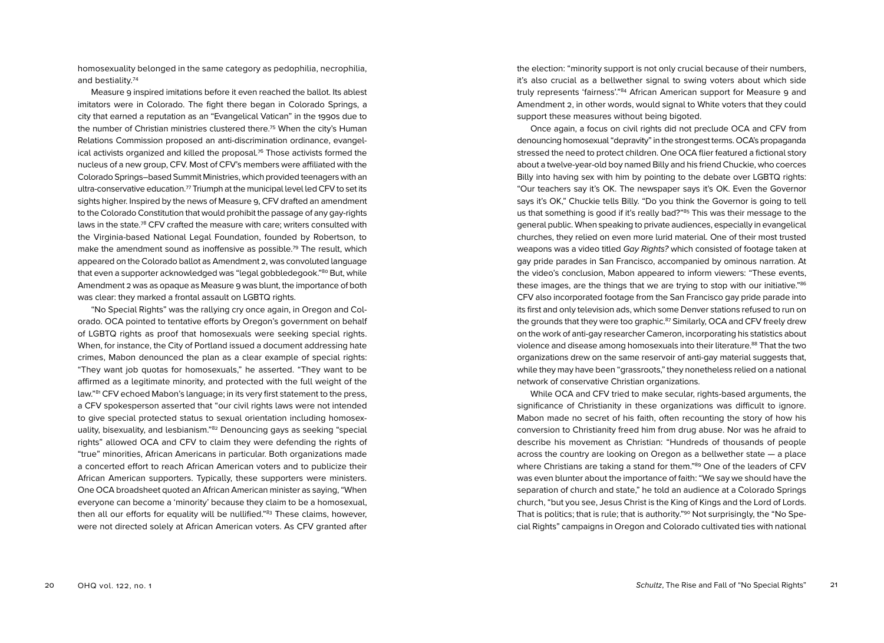homosexuality belonged in the same category as pedophilia, necrophilia, and bestiality.[74]

Measure 9 inspired imitations before it even reached the ballot. Its ablest imitators were in Colorado. The fight there began in Colorado Springs, a city that earned a reputation as an "Evangelical Vatican" in the 1990s due to the number of Christian ministries clustered there.[75] When the city's Human Relations Commission proposed an anti-discrimination ordinance, evangelical activists organized and killed the proposal.[76] Those activists formed the nucleus of a new group, CFV. Most of CFV's members were affiliated with the Colorado Springs–based Summit Ministries, which provided teenagers with an ultra-conservative education.[77] Triumph at the municipal level led CFV to set its sights higher. Inspired by the news of Measure 9, CFV drafted an amendment to the Colorado Constitution that would prohibit the passage of any gay-rights laws in the state.[78] CFV crafted the measure with care; writers consulted with the Virginia-based National Legal Foundation, founded by Robertson, to make the amendment sound as inoffensive as possible.[79] The result, which appeared on the Colorado ballot as Amendment 2, was convoluted language that even a supporter acknowledged was "legal gobbledegook."[80] But, while Amendment 2 was as opaque as Measure 9 was blunt, the importance of both was clear: they marked a frontal assault on LGBTQ rights.

"No Special Rights" was the rallying cry once again, in Oregon and Colorado. OCA pointed to tentative efforts by Oregon's government on behalf of LGBTQ rights as proof that homosexuals were seeking special rights. When, for instance, the City of Portland issued a document addressing hate crimes, Mabon denounced the plan as a clear example of special rights: "They want job quotas for homosexuals," he asserted. "They want to be affirmed as a legitimate minority, and protected with the full weight of the law."[81] CFV echoed Mabon's language; in its very first statement to the press, a CFV spokesperson asserted that "our civil rights laws were not intended to give special protected status to sexual orientation including homosexuality, bisexuality, and lesbianism."[82] Denouncing gays as seeking "special rights" allowed OCA and CFV to claim they were defending the rights of "true" minorities, African Americans in particular. Both organizations made a concerted effort to reach African American voters and to publicize their African American supporters. Typically, these supporters were ministers. One OCA broadsheet quoted an African American minister as saying, "When everyone can become a 'minority' because they claim to be a homosexual, then all our efforts for equality will be nullified."[83] These claims, however, were not directed solely at African American voters. As CFV granted after the election: "minority support is not only crucial because of their numbers, it's also crucial as a bellwether signal to swing voters about which side truly represents 'fairness'."[84] African American support for Measure 9 and Amendment 2, in other words, would signal to White voters that they could support these measures without being bigoted.

Once again, a focus on civil rights did not preclude OCA and CFV from denouncing homosexual "depravity" in the strongest terms. OCA's propaganda stressed the need to protect children. One OCA flier featured a fictional story about a twelve-year-old boy named Billy and his friend Chuckie, who coerces Billy into having sex with him by pointing to the debate over LGBTQ rights: "Our teachers say it's OK. The newspaper says it's OK. Even the Governor says it's OK," Chuckie tells Billy. "Do you think the Governor is going to tell us that something is good if it's really bad?"[85] This was their message to the general public. When speaking to private audiences, especially in evangelical churches, they relied on even more lurid material. One of their most trusted weapons was a video titled *Gay Rights?* which consisted of footage taken at gay pride parades in San Francisco, accompanied by ominous narration. At the video's conclusion, Mabon appeared to inform viewers: "These events, these images, are the things that we are trying to stop with our initiative."[86] CFV also incorporated footage from the San Francisco gay pride parade into its first and only television ads, which some Denver stations refused to run on the grounds that they were too graphic.[87] Similarly, OCA and CFV freely drew on the work of anti-gay researcher Cameron, incorporating his statistics about violence and disease among homosexuals into their literature.[88] That the two organizations drew on the same reservoir of anti-gay material suggests that, while they may have been "grassroots," they nonetheless relied on a national network of conservative Christian organizations.

While OCA and CFV tried to make secular, rights-based arguments, the significance of Christianity in these organizations was difficult to ignore. Mabon made no secret of his faith, often recounting the story of how his conversion to Christianity freed him from drug abuse. Nor was he afraid to describe his movement as Christian: "Hundreds of thousands of people across the country are looking on Oregon as a bellwether state — a place where Christians are taking a stand for them."[89] One of the leaders of CFV was even blunter about the importance of faith: "We say we should have the separation of church and state," he told an audience at a Colorado Springs church, "but you see, Jesus Christ is the King of Kings and the Lord of Lords. That is politics; that is rule; that is authority."[90] Not surprisingly, the "No Special Rights" campaigns in Oregon and Colorado cultivated ties with national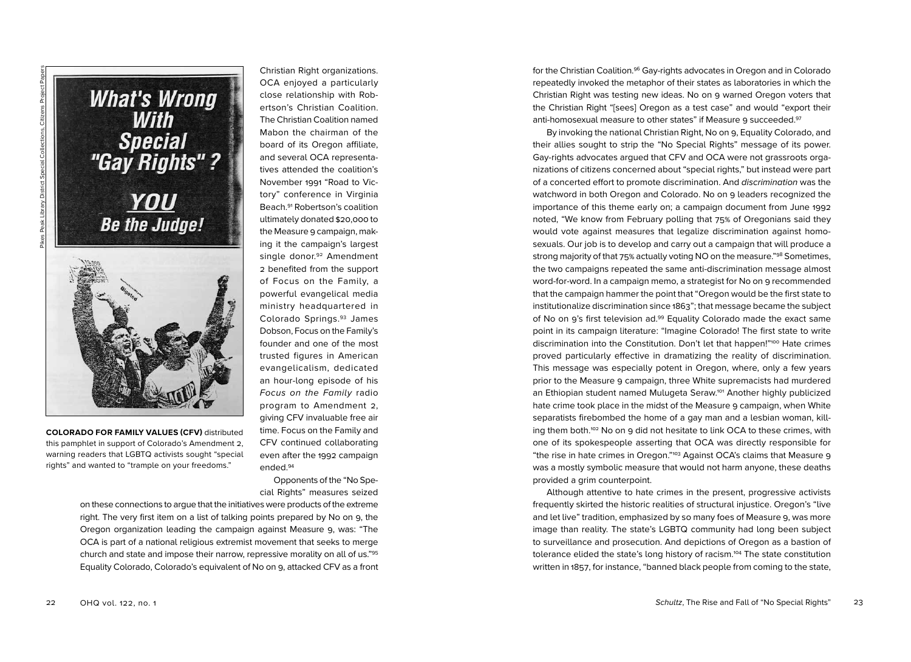**COLORADO FOR FAMILY VALUES (CFV)** distributed this pamphlet in support of Colorado's Amendment 2, warning readers that LGBTQ activists sought "special rights" and wanted to "trample on your freedoms."

Christian Right organizations. OCA enjoyed a particularly close relationship with Robertson's Christian Coalition. The Christian Coalition named Mabon the chairman of the board of its Oregon affiliate, and several OCA representatives attended the coalition's November 1991 "Road to Victory" conference in Virginia Beach.[91] Robertson's coalition ultimately donated $20,000 to the Measure 9 campaign, making it the campaign's largest single donor.[92] Amendment 2 benefited from the support of Focus on the Family, a powerful evangelical media ministry headquartered in Colorado Springs.[93] James Dobson, Focus on the Family's founder and one of the most trusted figures in American evangelicalism, dedicated an hour-long episode of his *Focus on the Family* radio program to Amendment 2, giving CFV invaluable free air time. Focus on the Family and CFV continued collaborating even after the 1992 campaign ended.[94]

Opponents of the "No Special Rights" measures seized on these connections to argue that the initiatives were products of the extreme right. The very first item on a list of talking points prepared by No on 9, the Oregon organization leading the campaign against Measure 9, was: "The OCA is part of a national religious extremist movement that seeks to merge church and state and impose their narrow, repressive morality on all of us."[95] Equality Colorado, Colorado's equivalent of No on 9, attacked CFV as a front for the Christian Coalition.[96] Gay-rights advocates in Oregon and in Colorado repeatedly invoked the metaphor of their states as laboratories in which the Christian Right was testing new ideas. No on 9 warned Oregon voters that the Christian Right "[sees] Oregon as a test case" and would "export their anti-homosexual measure to other states" if Measure 9 succeeded.[97]

By invoking the national Christian Right, No on 9, Equality Colorado, and their allies sought to strip the "No Special Rights" message of its power. Gay-rights advocates argued that CFV and OCA were not grassroots organizations of citizens concerned about "special rights," but instead were part of a concerted effort to promote discrimination. And *discrimination* was the watchword in both Oregon and Colorado. No on 9 leaders recognized the importance of this theme early on; a campaign document from June 1992 noted, "We know from February polling that 75% of Oregonians said they would vote against measures that legalize discrimination against homosexuals. Our job is to develop and carry out a campaign that will produce a strong majority of that 75% actually voting NO on the measure."[98] Sometimes, the two campaigns repeated the same anti-discrimination message almost word-for-word. In a campaign memo, a strategist for No on 9 recommended that the campaign hammer the point that "Oregon would be the first state to institutionalize discrimination since 1863"; that message became the subject of No on 9's first television ad.[99] Equality Colorado made the exact same point in its campaign literature: "Imagine Colorado! The first state to write discrimination into the Constitution. Don't let that happen!"[100] Hate crimes proved particularly effective in dramatizing the reality of discrimination. This message was especially potent in Oregon, where, only a few years prior to the Measure 9 campaign, three White supremacists had murdered an Ethiopian student named Mulugeta Seraw.[101] Another highly publicized hate crime took place in the midst of the Measure 9 campaign, when White separatists firebombed the home of a gay man and a lesbian woman, killing them both.[102] No on 9 did not hesitate to link OCA to these crimes, with one of its spokespeople asserting that OCA was directly responsible for "the rise in hate crimes in Oregon."[103] Against OCA's claims that Measure 9 was a mostly symbolic measure that would not harm anyone, these deaths provided a grim counterpoint.

Although attentive to hate crimes in the present, progressive activists frequently skirted the historic realities of structural injustice. Oregon's "live and let live" tradition, emphasized by so many foes of Measure 9, was more image than reality. The state's LGBTQ community had long been subject to surveillance and prosecution. And depictions of Oregon as a bastion of tolerance elided the state's long history of racism.[104] The state constitution written in 1857, for instance, "banned black people from coming to the state,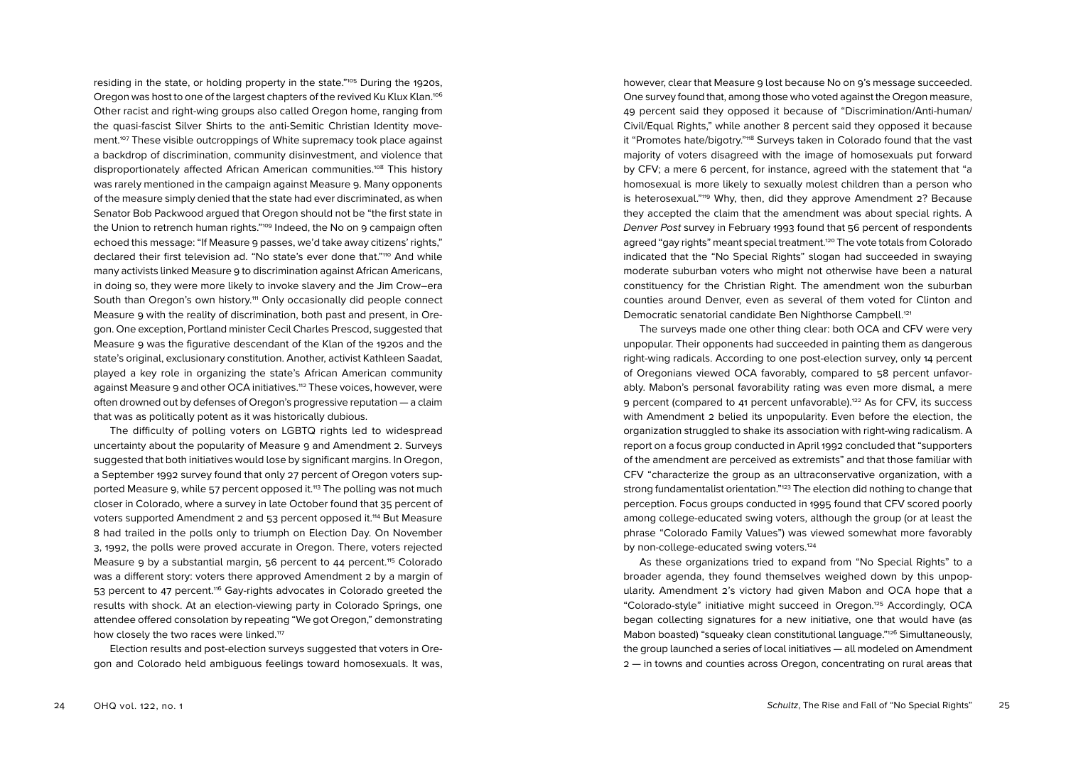residing in the state, or holding property in the state."[105] During the 1920s, Oregon was host to one of the largest chapters of the revived Ku Klux Klan.[106] Other racist and right-wing groups also called Oregon home, ranging from the quasi-fascist Silver Shirts to the anti-Semitic Christian Identity movement.[107] These visible outcroppings of White supremacy took place against a backdrop of discrimination, community disinvestment, and violence that disproportionately affected African American communities.[108] This history was rarely mentioned in the campaign against Measure 9. Many opponents of the measure simply denied that the state had ever discriminated, as when Senator Bob Packwood argued that Oregon should not be "the first state in the Union to retrench human rights."[109] Indeed, the No on 9 campaign often echoed this message: "If Measure 9 passes, we'd take away citizens' rights," declared their first television ad. "No state's ever done that."[110] And while many activists linked Measure 9 to discrimination against African Americans, in doing so, they were more likely to invoke slavery and the Jim Crow–era South than Oregon's own history.[111] Only occasionally did people connect Measure 9 with the reality of discrimination, both past and present, in Oregon. One exception, Portland minister Cecil Charles Prescod, suggested that Measure 9 was the figurative descendant of the Klan of the 1920s and the state's original, exclusionary constitution. Another, activist Kathleen Saadat, played a key role in organizing the state's African American community against Measure 9 and other OCA initiatives.[112] These voices, however, were often drowned out by defenses of Oregon's progressive reputation — a claim that was as politically potent as it was historically dubious.

The difficulty of polling voters on LGBTQ rights led to widespread uncertainty about the popularity of Measure 9 and Amendment 2. Surveys suggested that both initiatives would lose by significant margins. In Oregon, a September 1992 survey found that only 27 percent of Oregon voters supported Measure 9, while 57 percent opposed it.[113] The polling was not much closer in Colorado, where a survey in late October found that 35 percent of voters supported Amendment 2 and 53 percent opposed it.[114] But Measure 8 had trailed in the polls only to triumph on Election Day. On November 3, 1992, the polls were proved accurate in Oregon. There, voters rejected Measure 9 by a substantial margin, 56 percent to 44 percent.[115] Colorado was a different story: voters there approved Amendment 2 by a margin of 53 percent to 47 percent.[116] Gay-rights advocates in Colorado greeted the results with shock. At an election-viewing party in Colorado Springs, one attendee offered consolation by repeating "We got Oregon," demonstrating how closely the two races were linked.[117]

Election results and post-election surveys suggested that voters in Oregon and Colorado held ambiguous feelings toward homosexuals. It was, however, clear that Measure 9 lost because No on 9's message succeeded. One survey found that, among those who voted against the Oregon measure, 49 percent said they opposed it because of "Discrimination/Anti-human/Civil/Equal Rights," while another 8 percent said they opposed it because it "Promotes hate/bigotry."[118] Surveys taken in Colorado found that the vast majority of voters disagreed with the image of homosexuals put forward by CFV; a mere 6 percent, for instance, agreed with the statement that "a homosexual is more likely to sexually molest children than a person who is heterosexual."[119] Why, then, did they approve Amendment 2? Because they accepted the claim that the amendment was about special rights. A *Denver Post* survey in February 1993 found that 56 percent of respondents agreed "gay rights" meant special treatment.[120] The vote totals from Colorado indicated that the "No Special Rights" slogan had succeeded in swaying moderate suburban voters who might not otherwise have been a natural constituency for the Christian Right. The amendment won the suburban counties around Denver, even as several of them voted for Clinton and Democratic senatorial candidate Ben Nighthorse Campbell.[121]

The surveys made one other thing clear: both OCA and CFV were very unpopular. Their opponents had succeeded in painting them as dangerous right-wing radicals. According to one post-election survey, only 14 percent of Oregonians viewed OCA favorably, compared to 58 percent unfavorably. Mabon's personal favorability rating was even more dismal, a mere 9 percent (compared to 41 percent unfavorable).[122] As for CFV, its success with Amendment 2 belied its unpopularity. Even before the election, the organization struggled to shake its association with right-wing radicalism. A report on a focus group conducted in April 1992 concluded that "supporters of the amendment are perceived as extremists" and that those familiar with CFV "characterize the group as an ultraconservative organization, with a strong fundamentalist orientation."[123] The election did nothing to change that perception. Focus groups conducted in 1995 found that CFV scored poorly among college-educated swing voters, although the group (or at least the phrase "Colorado Family Values") was viewed somewhat more favorably by non-college-educated swing voters.[124]

As these organizations tried to expand from "No Special Rights" to a broader agenda, they found themselves weighed down by this unpopularity. Amendment 2's victory had given Mabon and OCA hope that a "Colorado-style" initiative might succeed in Oregon.[125] Accordingly, OCA began collecting signatures for a new initiative, one that would have (as Mabon boasted) "squeaky clean constitutional language."[126] Simultaneously, the group launched a series of local initiatives — all modeled on Amendment 2 — in towns and counties across Oregon, concentrating on rural areas that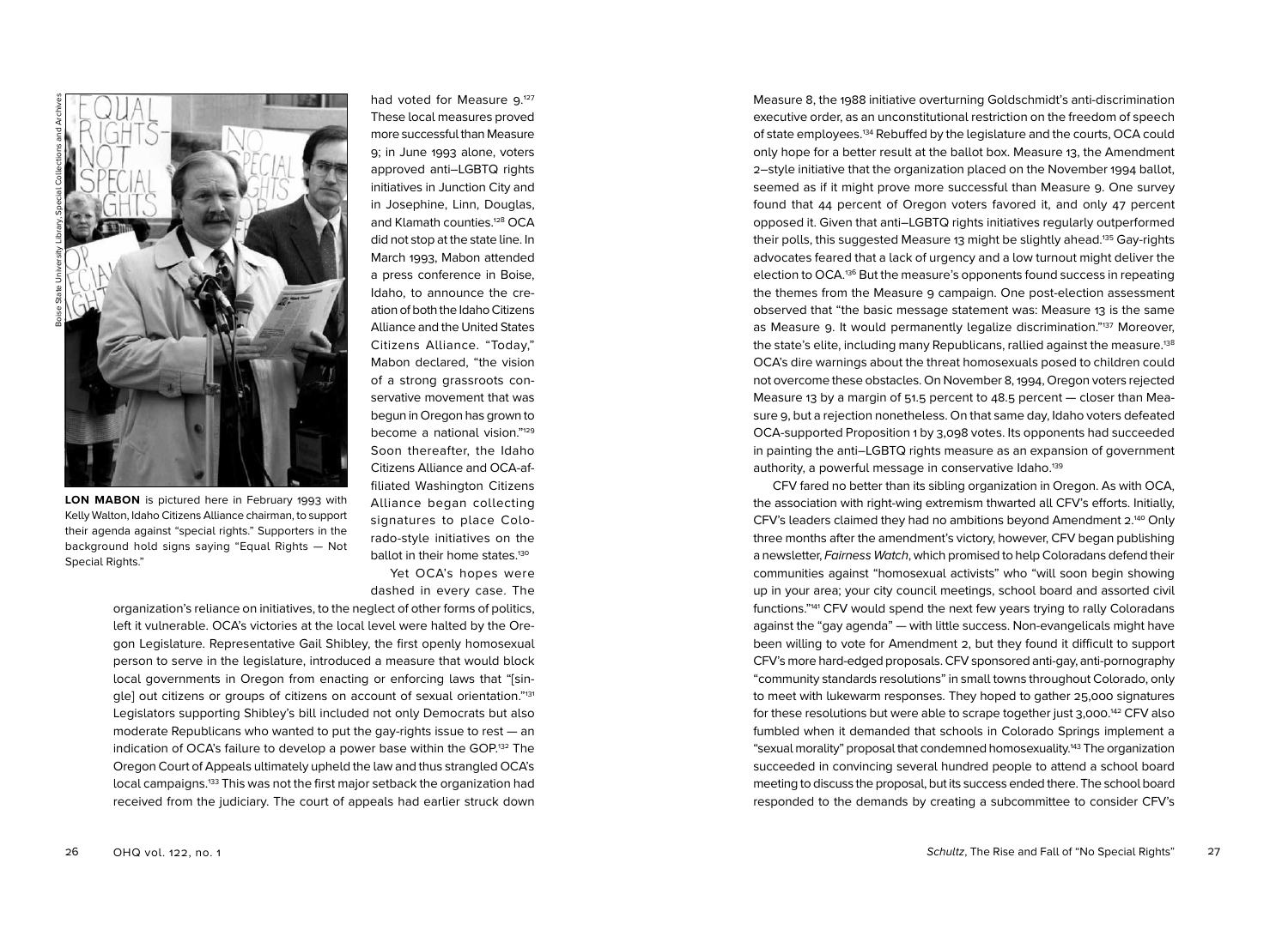had voted for Measure 9.[127] These local measures proved more successful than Measure 9; in June 1993 alone, voters approved anti–LGBTQ rights initiatives in Junction City and in Josephine, Linn, Douglas, and Klamath counties.[128] OCA did not stop at the state line. In March 1993, Mabon attended a press conference in Boise, Idaho, to announce the creation of both the Idaho Citizens Alliance and the United States Citizens Alliance. "Today," Mabon declared, "the vision of a strong grassroots conservative movement that was begun in Oregon has grown to become a national vision."[129] Soon thereafter, the Idaho Citizens Alliance and OCA-affiliated Washington Citizens Alliance began collecting signatures to place Colorado-style initiatives on the ballot in their home states.[130]

**LON MABON** is pictured here in February 1993 with Kelly Walton, Idaho Citizens Alliance chairman, to support their agenda against "special rights." Supporters in the background hold signs saying "Equal Rights — Not Special Rights."

Boise State University Library, Special Collections and Archives

Yet OCA's hopes were dashed in every case. The organization's reliance on initiatives, to the neglect of other forms of politics, left it vulnerable. OCA's victories at the local level were halted by the Oregon Legislature. Representative Gail Shibley, the first openly homosexual person to serve in the legislature, introduced a measure that would block local governments in Oregon from enacting or enforcing laws that "[single] out citizens or groups of citizens on account of sexual orientation."[131] Legislators supporting Shibley's bill included not only Democrats but also moderate Republicans who wanted to put the gay-rights issue to rest — an indication of OCA's failure to develop a power base within the GOP.[132] The Oregon Court of Appeals ultimately upheld the law and thus strangled OCA's local campaigns.[133] This was not the first major setback the organization had received from the judiciary. The court of appeals had earlier struck down Measure 8, the 1988 initiative overturning Goldschmidt's anti-discrimination executive order, as an unconstitutional restriction on the freedom of speech of state employees.[134] Rebuffed by the legislature and the courts, OCA could only hope for a better result at the ballot box. Measure 13, the Amendment 2–style initiative that the organization placed on the November 1994 ballot, seemed as if it might prove more successful than Measure 9. One survey found that 44 percent of Oregon voters favored it, and only 47 percent opposed it. Given that anti–LGBTQ rights initiatives regularly outperformed their polls, this suggested Measure 13 might be slightly ahead.[135] Gay-rights advocates feared that a lack of urgency and a low turnout might deliver the election to OCA.[136] But the measure's opponents found success in repeating the themes from the Measure 9 campaign. One post-election assessment observed that "the basic message statement was: Measure 13 is the same as Measure 9. It would permanently legalize discrimination."[137] Moreover, the state's elite, including many Republicans, rallied against the measure.[138] OCA's dire warnings about the threat homosexuals posed to children could not overcome these obstacles. On November 8, 1994, Oregon voters rejected Measure 13 by a margin of 51.5 percent to 48.5 percent — closer than Measure 9, but a rejection nonetheless. On that same day, Idaho voters defeated OCA-supported Proposition 1 by 3,098 votes. Its opponents had succeeded in painting the anti–LGBTQ rights measure as an expansion of government authority, a powerful message in conservative Idaho.[139]

CFV fared no better than its sibling organization in Oregon. As with OCA, the association with right-wing extremism thwarted all CFV's efforts. Initially, CFV's leaders claimed they had no ambitions beyond Amendment 2.[140] Only three months after the amendment's victory, however, CFV began publishing a newsletter, *Fairness Watch*, which promised to help Coloradans defend their communities against "homosexual activists" who "will soon begin showing up in your area; your city council meetings, school board and assorted civil functions."[141] CFV would spend the next few years trying to rally Coloradans against the "gay agenda" — with little success. Non-evangelicals might have been willing to vote for Amendment 2, but they found it difficult to support CFV's more hard-edged proposals. CFV sponsored anti-gay, anti-pornography "community standards resolutions" in small towns throughout Colorado, only to meet with lukewarm responses. They hoped to gather 25,000 signatures for these resolutions but were able to scrape together just 3,000.[142] CFV also fumbled when it demanded that schools in Colorado Springs implement a "sexual morality" proposal that condemned homosexuality.[143] The organization succeeded in convincing several hundred people to attend a school board meeting to discuss the proposal, but its success ended there. The school board responded to the demands by creating a subcommittee to consider CFV's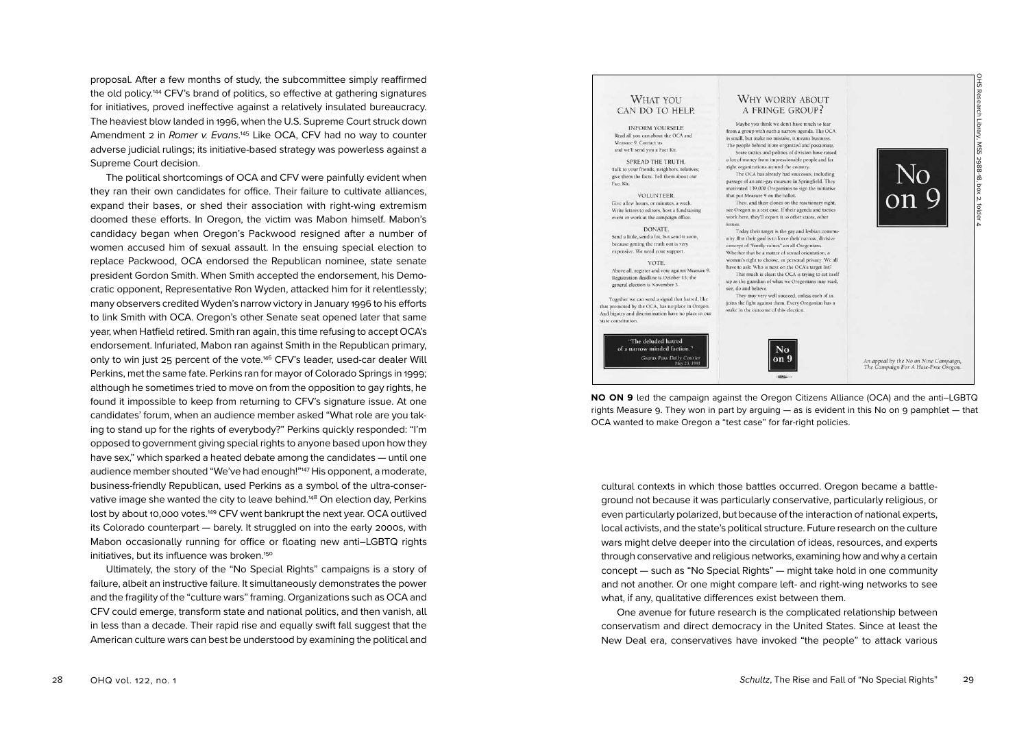proposal. After a few months of study, the subcommittee simply reaffirmed the old policy.[144] CFV's brand of politics, so effective at gathering signatures for initiatives, proved ineffective against a relatively insulated bureaucracy. The heaviest blow landed in 1996, when the U.S. Supreme Court struck down Amendment 2 in *Romer v. Evans*.[145] Like OCA, CFV had no way to counter adverse judicial rulings; its initiative-based strategy was powerless against a Supreme Court decision.

The political shortcomings of OCA and CFV were painfully evident when they ran their own candidates for office. Their failure to cultivate alliances, expand their bases, or shed their association with right-wing extremism doomed these efforts. In Oregon, the victim was Mabon himself. Mabon's candidacy began when Oregon's Packwood resigned after a number of women accused him of sexual assault. In the ensuing special election to replace Packwood, OCA endorsed the Republican nominee, state senate president Gordon Smith. When Smith accepted the endorsement, his Democratic opponent, Representative Ron Wyden, attacked him for it relentlessly; many observers credited Wyden's narrow victory in January 1996 to his efforts to link Smith with OCA. Oregon's other Senate seat opened later that same year, when Hatfield retired. Smith ran again, this time refusing to accept OCA's endorsement. Infuriated, Mabon ran against Smith in the Republican primary, only to win just 25 percent of the vote.[146] CFV's leader, used-car dealer Will Perkins, met the same fate. Perkins ran for mayor of Colorado Springs in 1999; although he sometimes tried to move on from the opposition to gay rights, he found it impossible to keep from returning to CFV's signature issue. At one candidates' forum, when an audience member asked "What role are you taking to stand up for the rights of everybody?" Perkins quickly responded: "I'm opposed to government giving special rights to anyone based upon how they have sex," which sparked a heated debate among the candidates — until one audience member shouted "We've had enough!"[147] His opponent, a moderate, business-friendly Republican, used Perkins as a symbol of the ultra-conservative image she wanted the city to leave behind.[148] On election day, Perkins lost by about 10,000 votes.[149] CFV went bankrupt the next year. OCA outlived its Colorado counterpart — barely. It struggled on into the early 2000s, with Mabon occasionally running for office or floating new anti–LGBTQ rights initiatives, but its influence was broken.[150]

Ultimately, the story of the "No Special Rights" campaigns is a story of failure, albeit an instructive failure. It simultaneously demonstrates the power and the fragility of the "culture wars" framing. Organizations such as OCA and CFV could emerge, transform state and national politics, and then vanish, all in less than a decade. Their rapid rise and equally swift fall suggest that the American culture wars can best be understood by examining the political and cultural contexts in which those battles occurred. Oregon became a battleground not because it was particularly conservative, particularly religious, or even particularly polarized, but because of the interaction of national experts, local activists, and the state's political structure. Future research on the culture wars might delve deeper into the circulation of ideas, resources, and experts through conservative and religious networks, examining how and why a certain concept — such as "No Special Rights" — might take hold in one community and not another. Or one might compare left- and right-wing networks to see what, if any, qualitative differences exist between them.

**NO ON 9** led the campaign against the Oregon Citizens Alliance (OCA) and the anti–LGBTQ rights Measure 9. They won in part by arguing — as is evident in this No on 9 pamphlet — that OCA wanted to make Oregon a "test case" for far-right policies.

OHS Research Library, MSS 2988-18, box 2, folder 4

One avenue for future research is the complicated relationship between conservatism and direct democracy in the United States. Since at least the New Deal era, conservatives have invoked "the people" to attack various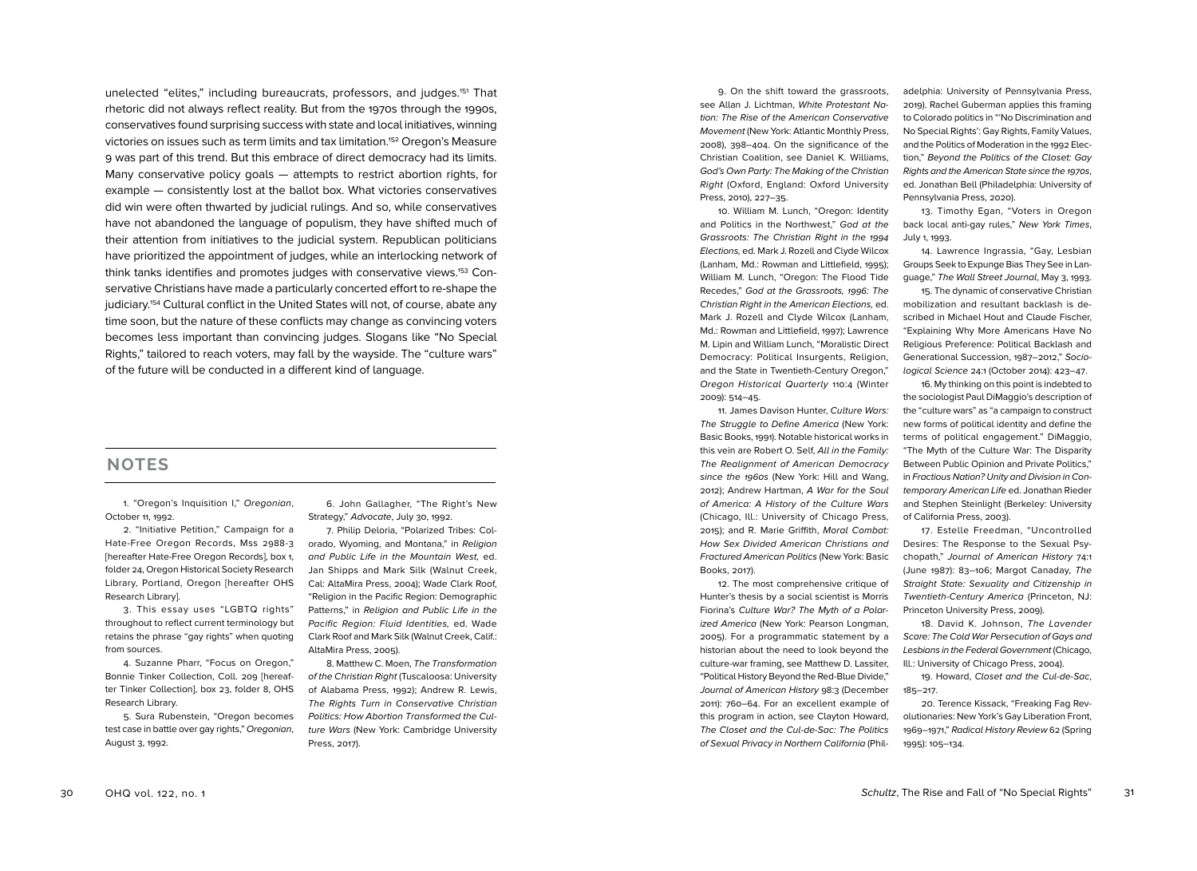unelected "elites," including bureaucrats, professors, and judges.[151] That rhetoric did not always reflect reality. But from the 1970s through the 1990s, conservatives found surprising success with state and local initiatives, winning victories on issues such as term limits and tax limitation.[152] Oregon's Measure 9 was part of this trend. But this embrace of direct democracy had its limits. Many conservative policy goals — attempts to restrict abortion rights, for example — consistently lost at the ballot box. What victories conservatives did win were often thwarted by judicial rulings. And so, while conservatives have not abandoned the language of populism, they have shifted much of their attention from initiatives to the judicial system. Republican politicians have prioritized the appointment of judges, while an interlocking network of think tanks identifies and promotes judges with conservative views.[153] Conservative Christians have made a particularly concerted effort to re-shape the judiciary.[154] Cultural conflict in the United States will not, of course, abate any time soon, but the nature of these conflicts may change as convincing voters becomes less important than convincing judges. Slogans like "No Special Rights," tailored to reach voters, may fall by the wayside. The "culture wars" of the future will be conducted in a different kind of language.

## NOTES

1. "Oregon's Inquisition I," *Oregonian*, October 11, 1992.

2. "Initiative Petition," Campaign for a Hate-Free Oregon Records, Mss 2988-3 [hereafter Hate-Free Oregon Records], box 1, folder 24, Oregon Historical Society Research Library, Portland, Oregon [hereafter OHS Research Library].

3. This essay uses "LGBTQ rights" throughout to reflect current terminology but retains the phrase "gay rights" when quoting from sources.

4. Suzanne Pharr, "Focus on Oregon," Bonnie Tinker Collection, Coll. 209 [hereafter Tinker Collection], box 23, folder 8, OHS Research Library.

5. Sura Rubenstein, "Oregon becomes test case in battle over gay rights," *Oregonian*, August 3, 1992.

6. John Gallagher, "The Right's New Strategy," *Advocate*, July 30, 1992.

7. Philip Deloria, "Polarized Tribes: Colorado, Wyoming, and Montana," in *Religion and Public Life in the Mountain West*, ed. Jan Shipps and Mark Silk (Walnut Creek, Cal: AltaMira Press, 2004); Wade Clark Roof, "Religion in the Pacific Region: Demographic Patterns," in *Religion and Public Life in the Pacific Region: Fluid Identities*, ed. Wade Clark Roof and Mark Silk (Walnut Creek, Calif.: AltaMira Press, 2005).

8. Matthew C. Moen, *The Transformation of the Christian Right* (Tuscaloosa: University of Alabama Press, 1992); Andrew R. Lewis, *The Rights Turn in Conservative Christian Politics: How Abortion Transformed the Culture Wars* (New York: Cambridge University Press, 2017).

9. On the shift toward the grassroots, see Allan J. Lichtman, *White Protestant Nation: The Rise of the American Conservative Movement* (New York: Atlantic Monthly Press, 2008), 398–404. On the significance of the Christian Coalition, see Daniel K. Williams, *God's Own Party: The Making of the Christian Right* (Oxford, England: Oxford University Press, 2010), 227–35.

10. William M. Lunch, "Oregon: Identity and Politics in the Northwest," *God at the Grassroots: The Christian Right in the 1994 Elections*, ed. Mark J. Rozell and Clyde Wilcox (Lanham, Md.: Rowman and Littlefield, 1995); William M. Lunch, "Oregon: The Flood Tide Recedes," *God at the Grassroots, 1996: The Christian Right in the American Elections*, ed. Mark J. Rozell and Clyde Wilcox (Lanham, Md.: Rowman and Littlefield, 1997); Lawrence M. Lipin and William Lunch, "Moralistic Direct Democracy: Political Insurgents, Religion, and the State in Twentieth-Century Oregon," *Oregon Historical Quarterly* 110:4 (Winter 2009): 514–45.

11. James Davison Hunter, *Culture Wars: The Struggle to Define America* (New York: Basic Books, 1991). Notable historical works in this vein are Robert O. Self, *All in the Family: The Realignment of American Democracy since the 1960s* (New York: Hill and Wang, 2012); Andrew Hartman, *A War for the Soul of America: A History of the Culture Wars* (Chicago, Ill.: University of Chicago Press, 2015); and R. Marie Griffith, *Moral Combat: How Sex Divided American Christians and Fractured American Politics* (New York: Basic Books, 2017).

12. The most comprehensive critique of Hunter's thesis by a social scientist is Morris Fiorina's *Culture War? The Myth of a Polarized America* (New York: Pearson Longman, 2005). For a programmatic statement by a historian about the need to look beyond the culture-war framing, see Matthew D. Lassiter, "Political History Beyond the Red-Blue Divide," *Journal of American History* 98:3 (December 2011): 760–64. For an excellent example of this program in action, see Clayton Howard, *The Closet and the Cul-de-Sac: The Politics of Sexual Privacy in Northern California* (Philadelphia: University of Pennsylvania Press, 2019). Rachel Guberman applies this framing to Colorado politics in "'No Discrimination and No Special Rights': Gay Rights, Family Values, and the Politics of Moderation in the 1992 Election," *Beyond the Politics of the Closet: Gay Rights and the American State since the 1970s*, ed. Jonathan Bell (Philadelphia: University of Pennsylvania Press, 2020).

13. Timothy Egan, "Voters in Oregon back local anti-gay rules," *New York Times*, July 1, 1993.

14. Lawrence Ingrassia, "Gay, Lesbian Groups Seek to Expunge Bias They See in Language," *The Wall Street Journal*, May 3, 1993.

15. The dynamic of conservative Christian mobilization and resultant backlash is described in Michael Hout and Claude Fischer, "Explaining Why More Americans Have No Religious Preference: Political Backlash and Generational Succession, 1987–2012," *Sociological Science* 24:1 (October 2014): 423–47.

16. My thinking on this point is indebted to the sociologist Paul DiMaggio's description of the "culture wars" as "a campaign to construct new forms of political identity and define the terms of political engagement." DiMaggio, "The Myth of the Culture War: The Disparity Between Public Opinion and Private Politics," in *Fractious Nation? Unity and Division in Contemporary American Life* ed. Jonathan Rieder and Stephen Steinlight (Berkeley: University of California Press, 2003).

17. Estelle Freedman, "Uncontrolled Desires: The Response to the Sexual Psychopath," *Journal of American History* 74:1 (June 1987): 83–106; Margot Canaday, *The Straight State: Sexuality and Citizenship in Twentieth-Century America* (Princeton, NJ: Princeton University Press, 2009).

18. David K. Johnson, *The Lavender Scare: The Cold War Persecution of Gays and Lesbians in the Federal Government* (Chicago, Ill.: University of Chicago Press, 2004).

19. Howard, *Closet and the Cul-de-Sac*, 185–217.

20. Terence Kissack, "Freaking Fag Revolutionaries: New York's Gay Liberation Front, 1969–1971," *Radical History Review* 62 (Spring 1995): 105–134.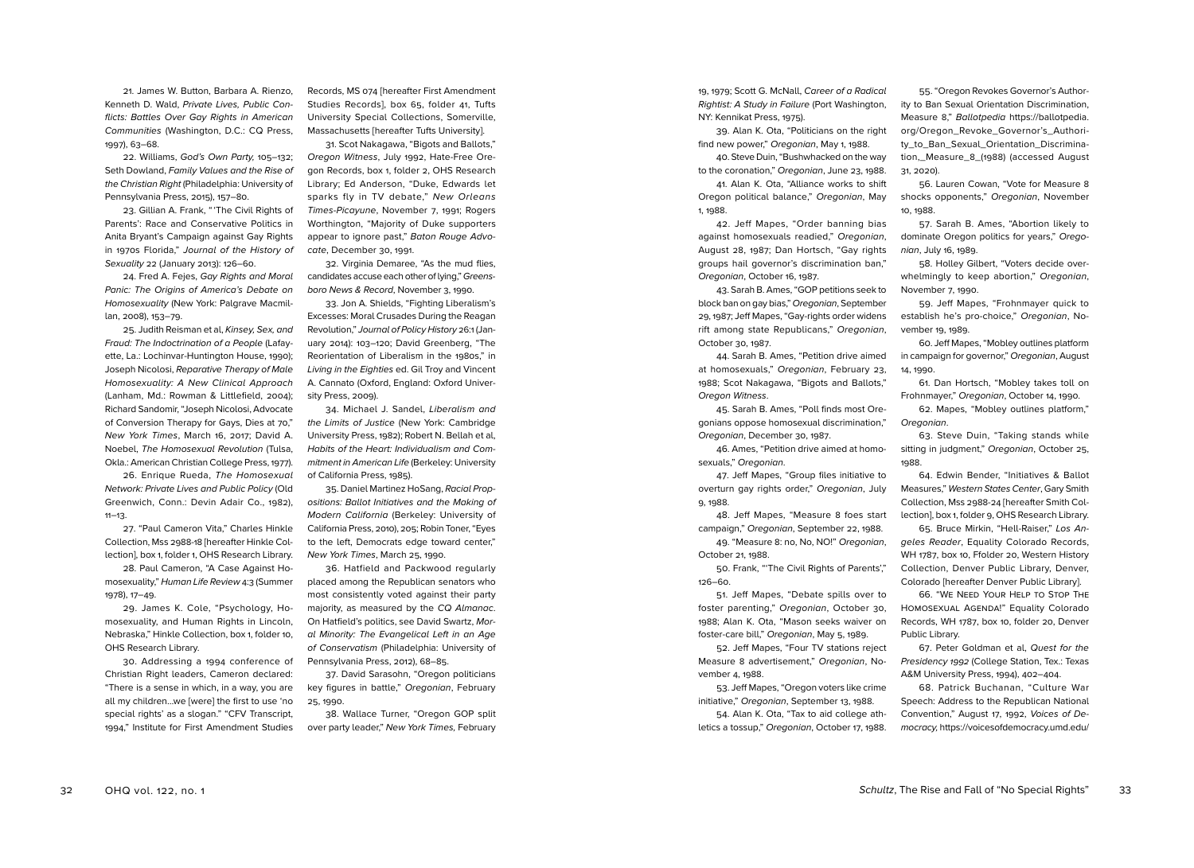21. James W. Button, Barbara A. Rienzo, Kenneth D. Wald, *Private Lives, Public Conflicts: Battles Over Gay Rights in American Communities* (Washington, D.C.: CQ Press, 1997), 63–68.

22. Williams, *God's Own Party,* 105–132; Seth Dowland, *Family Values and the Rise of the Christian Right* (Philadelphia: University of Pennsylvania Press, 2015), 157–80.

23. Gillian A. Frank, "'The Civil Rights of Parents': Race and Conservative Politics in Anita Bryant's Campaign against Gay Rights in 1970s Florida," *Journal of the History of Sexuality* 22 (January 2013): 126–60.

24. Fred A. Fejes, *Gay Rights and Moral Panic: The Origins of America's Debate on Homosexuality* (New York: Palgrave Macmillan, 2008), 153–79.

25. Judith Reisman et al, *Kinsey, Sex, and Fraud: The Indoctrination of a People* (Lafayette, La.: Lochinvar-Huntington House, 1990); Joseph Nicolosi, *Reparative Therapy of Male Homosexuality: A New Clinical Approach* (Lanham, Md.: Rowman & Littlefield, 2004); Richard Sandomir, "Joseph Nicolosi, Advocate of Conversion Therapy for Gays, Dies at 70," *New York Times*, March 16, 2017; David A. Noebel, *The Homosexual Revolution* (Tulsa, Okla.: American Christian College Press, 1977).

26. Enrique Rueda, *The Homosexual Network: Private Lives and Public Policy* (Old Greenwich, Conn.: Devin Adair Co., 1982), 11–13.

27. "Paul Cameron Vita," Charles Hinkle Collection, Mss 2988-18 [hereafter Hinkle Collection], box 1, folder 1, OHS Research Library.

28. Paul Cameron, "A Case Against Homosexuality," *Human Life Review* 4:3 (Summer 1978), 17–49.

29. James K. Cole, "Psychology, Homosexuality, and Human Rights in Lincoln, Nebraska," Hinkle Collection, box 1, folder 10, OHS Research Library.

30. Addressing a 1994 conference of Christian Right leaders, Cameron declared: "There is a sense in which, in a way, you are all my children...we [were] the first to use 'no special rights' as a slogan." "CFV Transcript, 1994," Institute for First Amendment Studies Records, MS 074 [hereafter First Amendment Studies Records], box 65, folder 41, Tufts University Special Collections, Somerville, Massachusetts [hereafter Tufts University].

31. Scot Nakagawa, "Bigots and Ballots," *Oregon Witness*, July 1992, Hate-Free Oregon Records, box 1, folder 2, OHS Research Library; Ed Anderson, "Duke, Edwards let sparks fly in TV debate," *New Orleans Times-Picayune*, November 7, 1991; Rogers Worthington, "Majority of Duke supporters appear to ignore past," *Baton Rouge Advocate*, December 30, 1991.

32. Virginia Demaree, "As the mud flies, candidates accuse each other of lying," *Greensboro News & Record*, November 3, 1990.

33. Jon A. Shields, "Fighting Liberalism's Excesses: Moral Crusades During the Reagan Revolution," *Journal of Policy History* 26:1 (January 2014): 103–120; David Greenberg, "The Reorientation of Liberalism in the 1980s," in *Living in the Eighties* ed. Gil Troy and Vincent A. Cannato (Oxford, England: Oxford University Press, 2009).

34. Michael J. Sandel, *Liberalism and the Limits of Justice* (New York: Cambridge University Press, 1982); Robert N. Bellah et al, *Habits of the Heart: Individualism and Commitment in American Life* (Berkeley: University of California Press, 1985).

35. Daniel Martinez HoSang, *Racial Propositions: Ballot Initiatives and the Making of Modern California* (Berkeley: University of California Press, 2010), 205; Robin Toner, "Eyes to the left, Democrats edge toward center," *New York Times*, March 25, 1990.

36. Hatfield and Packwood regularly placed among the Republican senators who most consistently voted against their party majority, as measured by the *CQ Almanac*. On Hatfield's politics, see David Swartz, *Moral Minority: The Evangelical Left in an Age of Conservatism* (Philadelphia: University of Pennsylvania Press, 2012), 68–85.

37. David Sarasohn, "Oregon politicians key figures in battle," *Oregonian*, February 25, 1990.

38. Wallace Turner, "Oregon GOP split over party leader," *New York Times,* February 19, 1979; Scott G. McNall, *Career of a Radical Rightist: A Study in Failure* (Port Washington, NY: Kennikat Press, 1975).

39. Alan K. Ota, "Politicians on the right find new power," *Oregonian*, May 1, 1988.

40. Steve Duin, "Bushwhacked on the way to the coronation," *Oregonian*, June 23, 1988.

41. Alan K. Ota, "Alliance works to shift Oregon political balance," *Oregonian*, May 1, 1988.

42. Jeff Mapes, "Order banning bias against homosexuals readied," *Oregonian*, August 28, 1987; Dan Hortsch, "Gay rights groups hail governor's discrimination ban," *Oregonian*, October 16, 1987.

43. Sarah B. Ames, "GOP petitions seek to block ban on gay bias," *Oregonian*, September 29, 1987; Jeff Mapes, "Gay-rights order widens rift among state Republicans," *Oregonian*, October 30, 1987.

44. Sarah B. Ames, "Petition drive aimed at homosexuals," *Oregonian*, February 23, 1988; Scot Nakagawa, "Bigots and Ballots," *Oregon Witness*.

45. Sarah B. Ames, "Poll finds most Oregonians oppose homosexual discrimination," *Oregonian*, December 30, 1987.

46. Ames, "Petition drive aimed at homosexuals," *Oregonian*.

47. Jeff Mapes, "Group files initiative to overturn gay rights order," *Oregonian*, July 9, 1988.

48. Jeff Mapes, "Measure 8 foes start campaign," *Oregonian*, September 22, 1988.

49. "Measure 8: no, No, NO!" *Oregonian*, October 21, 1988.

50. Frank, "'The Civil Rights of Parents'," 126–60.

51. Jeff Mapes, "Debate spills over to foster parenting," *Oregonian*, October 30, 1988; Alan K. Ota, "Mason seeks waiver on foster-care bill," *Oregonian*, May 5, 1989.

52. Jeff Mapes, "Four TV stations reject Measure 8 advertisement," *Oregonian*, November 4, 1988.

53. Jeff Mapes, "Oregon voters like crime initiative," *Oregonian*, September 13, 1988.

54. Alan K. Ota, "Tax to aid college athletics a tossup," *Oregonian*, October 17, 1988.

55. "Oregon Revokes Governor's Authority to Ban Sexual Orientation Discrimination, Measure 8," *Ballotpedia* https://ballotpedia.org/Oregon_Revoke_Governor's_Authority_to_Ban_Sexual_Orientation_Discrimination,_Measure_8_(1988) (accessed August 31, 2020).

56. Lauren Cowan, "Vote for Measure 8 shocks opponents," *Oregonian*, November 10, 1988.

57. Sarah B. Ames, "Abortion likely to dominate Oregon politics for years," *Oregonian*, July 16, 1989.

58. Holley Gilbert, "Voters decide overwhelmingly to keep abortion," *Oregonian*, November 7, 1990.

59. Jeff Mapes, "Frohnmayer quick to establish he's pro-choice," *Oregonian*, November 19, 1989.

60. Jeff Mapes, "Mobley outlines platform in campaign for governor," *Oregonian*, August 14, 1990.

61. Dan Hortsch, "Mobley takes toll on Frohnmayer," *Oregonian*, October 14, 1990.

62. Mapes, "Mobley outlines platform," *Oregonian*.

63. Steve Duin, "Taking stands while sitting in judgment," *Oregonian*, October 25, 1988.

64. Edwin Bender, "Initiatives & Ballot Measures," *Western States Center*, Gary Smith Collection, Mss 2988-24 [hereafter Smith Collection], box 1, folder 9, OHS Research Library.

65. Bruce Mirkin, "Hell-Raiser," *Los Angeles Reader*, Equality Colorado Records, WH 1787, box 10, Ffolder 20, Western History Collection, Denver Public Library, Denver, Colorado [hereafter Denver Public Library].

66. "We Need Your Help to Stop The Homosexual Agenda!" Equality Colorado Records, WH 1787, box 10, folder 20, Denver Public Library.

67. Peter Goldman et al, *Quest for the Presidency 1992* (College Station, Tex.: Texas A&M University Press, 1994), 402–404.

68. Patrick Buchanan, "Culture War Speech: Address to the Republican National Convention," August 17, 1992, *Voices of Democracy,* https://voicesofdemocracy.umd.edu/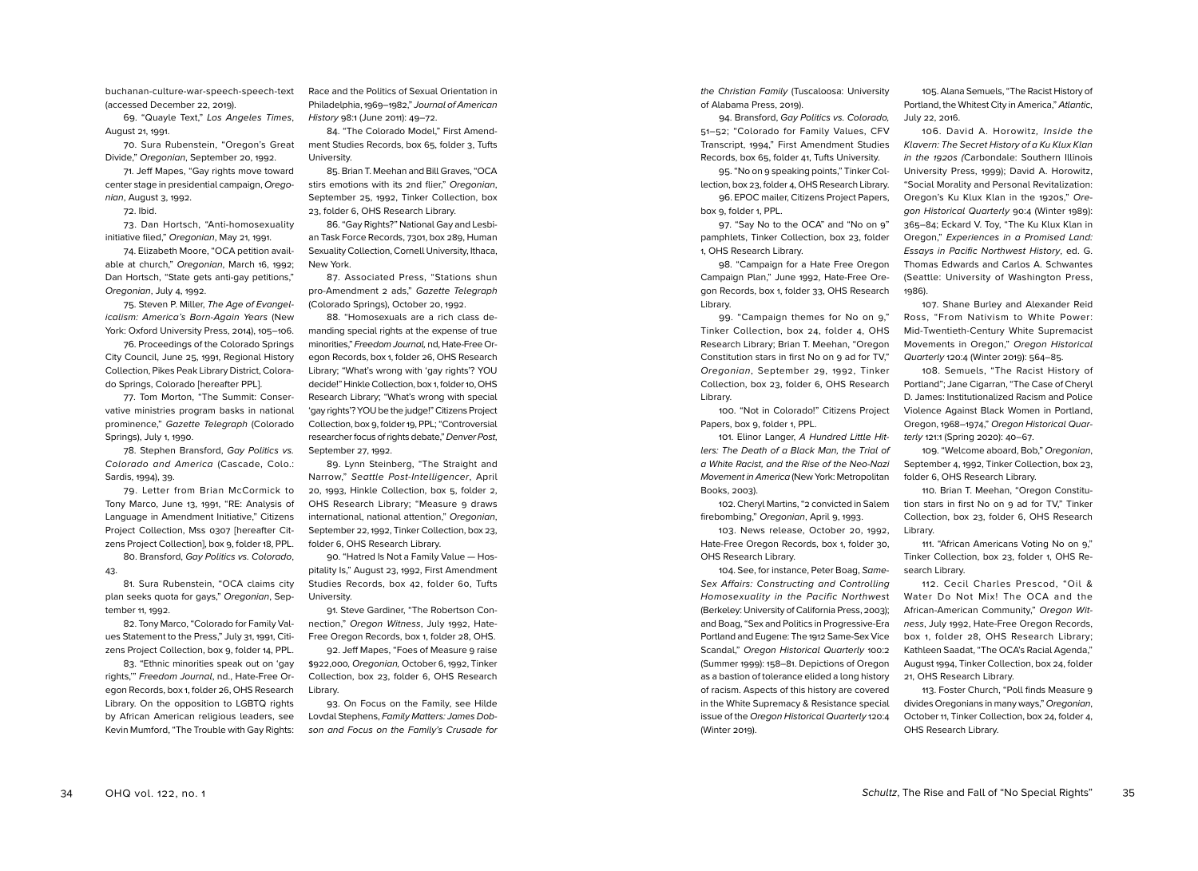buchanan-culture-war-speech-speech-text (accessed December 22, 2019).

69. "Quayle Text," *Los Angeles Times*, August 21, 1991.

70. Sura Rubenstein, "Oregon's Great Divide," *Oregonian*, September 20, 1992.

71. Jeff Mapes, "Gay rights move toward center stage in presidential campaign, *Oregonian*, August 3, 1992.

72. Ibid.

73. Dan Hortsch, "Anti-homosexuality initiative filed," *Oregonian*, May 21, 1991.

74. Elizabeth Moore, "OCA petition available at church," *Oregonian*, March 16, 1992; Dan Hortsch, "State gets anti-gay petitions," *Oregonian*, July 4, 1992.

75. Steven P. Miller, *The Age of Evangelicalism: America's Born-Again Years* (New York: Oxford University Press, 2014), 105–106.

76. Proceedings of the Colorado Springs City Council, June 25, 1991, Regional History Collection, Pikes Peak Library District, Colorado Springs, Colorado [hereafter PPL].

77. Tom Morton, "The Summit: Conservative ministries program basks in national prominence," *Gazette Telegraph* (Colorado Springs), July 1, 1990.

78. Stephen Bransford, *Gay Politics vs. Colorado and America* (Cascade, Colo.: Sardis, 1994), 39.

79. Letter from Brian McCormick to Tony Marco, June 13, 1991, "RE: Analysis of Language in Amendment Initiative," Citizens Project Collection, Mss 0307 [hereafter Citizens Project Collection], box 9, folder 18, PPL.

80. Bransford, *Gay Politics vs. Colorado*, 43.

81. Sura Rubenstein, "OCA claims city plan seeks quota for gays," *Oregonian*, September 11, 1992.

82. Tony Marco, "Colorado for Family Values Statement to the Press," July 31, 1991, Citizens Project Collection, box 9, folder 14, PPL.

83. "Ethnic minorities speak out on 'gay rights,'" *Freedom Journal*, nd., Hate-Free Oregon Records, box 1, folder 26, OHS Research Library. On the opposition to LGBTQ rights by African American religious leaders, see Kevin Mumford, "The Trouble with Gay Rights: Race and the Politics of Sexual Orientation in Philadelphia, 1969–1982," *Journal of American History* 98:1 (June 2011): 49–72.

84. "The Colorado Model," First Amendment Studies Records, box 65, folder 3, Tufts University.

85. Brian T. Meehan and Bill Graves, "OCA stirs emotions with its 2nd flier," *Oregonian*, September 25, 1992, Tinker Collection, box 23, folder 6, OHS Research Library.

86. "Gay Rights?" National Gay and Lesbian Task Force Records, 7301, box 289, Human Sexuality Collection, Cornell University, Ithaca, New York.

87. Associated Press, "Stations shun pro-Amendment 2 ads," *Gazette Telegraph* (Colorado Springs), October 20, 1992.

88. "Homosexuals are a rich class demanding special rights at the expense of true minorities," *Freedom Journal*, nd, Hate-Free Oregon Records, box 1, folder 26, OHS Research Library; "What's wrong with 'gay rights'? YOU decide!" Hinkle Collection, box 1, folder 10, OHS Research Library; "What's wrong with special 'gay rights'? YOU be the judge!" Citizens Project Collection, box 9, folder 19, PPL; "Controversial researcher focus of rights debate," *Denver Post*, September 27, 1992.

89. Lynn Steinberg, "The Straight and Narrow," *Seattle Post-Intelligencer*, April 20, 1993, Hinkle Collection, box 5, folder 2, OHS Research Library; "Measure 9 draws international, national attention," *Oregonian*, September 22, 1992, Tinker Collection, box 23, folder 6, OHS Research Library.

90. "Hatred Is Not a Family Value — Hospitality Is," August 23, 1992, First Amendment Studies Records, box 42, folder 60, Tufts University.

91. Steve Gardiner, "The Robertson Connection," *Oregon Witness*, July 1992, Hate-Free Oregon Records, box 1, folder 28, OHS.

92. Jeff Mapes, "Foes of Measure 9 raise $922,000, *Oregonian,* October 6, 1992, Tinker Collection, box 23, folder 6, OHS Research Library.

93. On Focus on the Family, see Hilde Lovdal Stephens, *Family Matters: James Dobson and Focus on the Family's Crusade for the Christian Family* (Tuscaloosa: University of Alabama Press, 2019).

94. Bransford, *Gay Politics vs. Colorado,* 51–52; "Colorado for Family Values, CFV Transcript, 1994," First Amendment Studies Records, box 65, folder 41, Tufts University.

95. "No on 9 speaking points," Tinker Collection, box 23, folder 4, OHS Research Library.

96. EPOC mailer, Citizens Project Papers, box 9, folder 1, PPL.

97. "Say No to the OCA" and "No on 9" pamphlets, Tinker Collection, box 23, folder 1, OHS Research Library.

98. "Campaign for a Hate Free Oregon Campaign Plan," June 1992, Hate-Free Oregon Records, box 1, folder 33, OHS Research Library.

99. "Campaign themes for No on 9," Tinker Collection, box 24, folder 4, OHS Research Library; Brian T. Meehan, "Oregon Constitution stars in first No on 9 ad for TV," *Oregonian*, September 29, 1992, Tinker Collection, box 23, folder 6, OHS Research Library.

100. "Not in Colorado!" Citizens Project Papers, box 9, folder 1, PPL.

101. Elinor Langer, *A Hundred Little Hitlers: The Death of a Black Man, the Trial of a White Racist, and the Rise of the Neo-Nazi Movement in America* (New York: Metropolitan Books, 2003).

102. Cheryl Martins, "2 convicted in Salem firebombing," *Oregonian*, April 9, 1993.

103. News release, October 20, 1992, Hate-Free Oregon Records, box 1, folder 30, OHS Research Library.

104. See, for instance, Peter Boag, *Same-Sex Affairs: Constructing and Controlling Homosexuality in the Pacific Northwest* (Berkeley: University of California Press, 2003); and Boag, "Sex and Politics in Progressive-Era Portland and Eugene: The 1912 Same-Sex Vice Scandal," *Oregon Historical Quarterly* 100:2 (Summer 1999): 158–81. Depictions of Oregon as a bastion of tolerance elided a long history of racism. Aspects of this history are covered in the White Supremacy & Resistance special issue of the *Oregon Historical Quarterly* 120:4 (Winter 2019).

105. Alana Semuels, "The Racist History of Portland, the Whitest City in America," *Atlantic*, July 22, 2016.

106. David A. Horowitz, *Inside the Klavern: The Secret History of a Ku Klux Klan in the 1920s (*Carbondale: Southern Illinois University Press, 1999); David A. Horowitz, "Social Morality and Personal Revitalization: Oregon's Ku Klux Klan in the 1920s," *Oregon Historical Quarterly* 90:4 (Winter 1989): 365–84; Eckard V. Toy, "The Ku Klux Klan in Oregon," *Experiences in a Promised Land: Essays in Pacific Northwest History*, ed. G. Thomas Edwards and Carlos A. Schwantes (Seattle: University of Washington Press, 1986).

107. Shane Burley and Alexander Reid Ross, "From Nativism to White Power: Mid-Twentieth-Century White Supremacist Movements in Oregon," *Oregon Historical Quarterly* 120:4 (Winter 2019): 564–85.

108. Semuels, "The Racist History of Portland"; Jane Cigarran, "The Case of Cheryl D. James: Institutionalized Racism and Police Violence Against Black Women in Portland, Oregon, 1968–1974," *Oregon Historical Quarterly* 121:1 (Spring 2020): 40–67.

109. "Welcome aboard, Bob," *Oregonian*, September 4, 1992, Tinker Collection, box 23, folder 6, OHS Research Library.

110. Brian T. Meehan, "Oregon Constitution stars in first No on 9 ad for TV," Tinker Collection, box 23, folder 6, OHS Research Library.

111. "African Americans Voting No on 9," Tinker Collection, box 23, folder 1, OHS Research Library.

112. Cecil Charles Prescod, "Oil & Water Do Not Mix! The OCA and the African-American Community," *Oregon Witness*, July 1992, Hate-Free Oregon Records, box 1, folder 28, OHS Research Library; Kathleen Saadat, "The OCA's Racial Agenda," August 1994, Tinker Collection, box 24, folder 21, OHS Research Library.

113. Foster Church, "Poll finds Measure 9 divides Oregonians in many ways," *Oregonian*, October 11, Tinker Collection, box 24, folder 4, OHS Research Library.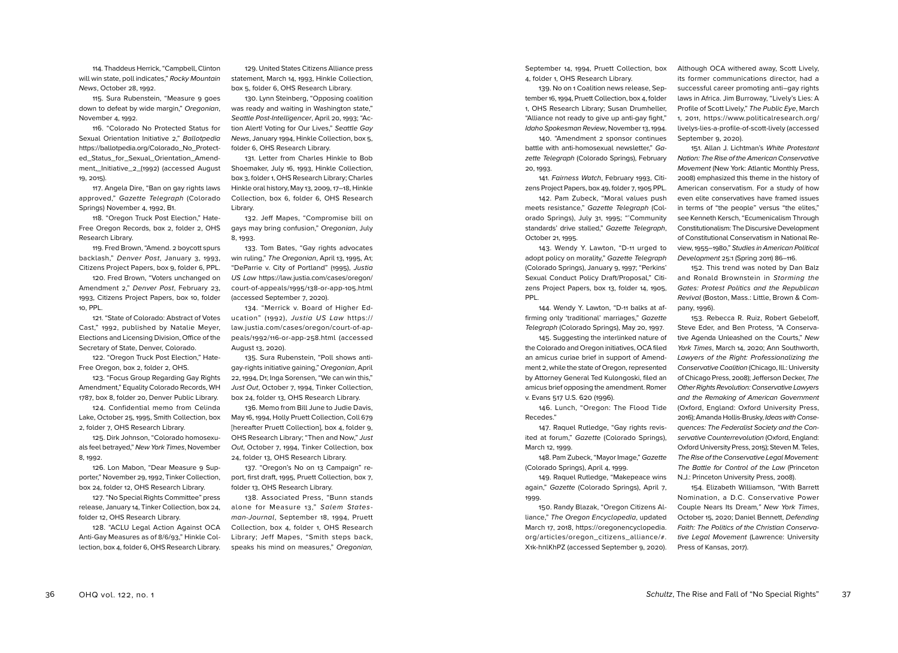114. Thaddeus Herrick, "Campbell, Clinton will win state, poll indicates," *Rocky Mountain News*, October 28, 1992.

115. Sura Rubenstein, "Measure 9 goes down to defeat by wide margin," *Oregonian*, November 4, 1992.

116. "Colorado No Protected Status for Sexual Orientation Initiative 2," *Ballotpedia* https://ballotpedia.org/Colorado_No_Protected_Status_for_Sexual_Orientation_Amendment,_Initiative_2_(1992) (accessed August 19, 2015).

117. Angela Dire, "Ban on gay rights laws approved," *Gazette Telegraph* (Colorado Springs) November 4, 1992, B1.

118. "Oregon Truck Post Election," Hate-Free Oregon Records, box 2, folder 2, OHS Research Library.

119. Fred Brown, "Amend. 2 boycott spurs backlash," *Denver Post*, January 3, 1993, Citizens Project Papers, box 9, folder 6, PPL.

120. Fred Brown, "Voters unchanged on Amendment 2," *Denver Post*, February 23, 1993, Citizens Project Papers, box 10, folder 10, PPL.

121. "State of Colorado: Abstract of Votes Cast," 1992, published by Natalie Meyer, Elections and Licensing Division, Office of the Secretary of State, Denver, Colorado.

122. "Oregon Truck Post Election," Hate-Free Oregon, box 2, folder 2, OHS.

123. "Focus Group Regarding Gay Rights Amendment," Equality Colorado Records, WH 1787, box 8, folder 20, Denver Public Library.

124. Confidential memo from Celinda Lake, October 25, 1995, Smith Collection, box 2, folder 7, OHS Research Library.

125. Dirk Johnson, "Colorado homosexuals feel betrayed," *New York Times*, November 8, 1992.

126. Lon Mabon, "Dear Measure 9 Supporter," November 29, 1992, Tinker Collection, box 24, folder 12, OHS Research Library.

127. "No Special Rights Committee" press release, January 14, Tinker Collection, box 24, folder 12, OHS Research Library.

128. "ACLU Legal Action Against OCA Anti-Gay Measures as of 8/6/93," Hinkle Collection, box 4, folder 6, OHS Research Library.

129. United States Citizens Alliance press statement, March 14, 1993, Hinkle Collection, box 5, folder 6, OHS Research Library.

130. Lynn Steinberg, "Opposing coalition was ready and waiting in Washington state," *Seattle Post-Intelligencer*, April 20, 1993; "Action Alert! Voting for Our Lives," *Seattle Gay News*, January 1994, Hinkle Collection, box 5, folder 6, OHS Research Library.

131. Letter from Charles Hinkle to Bob Shoemaker, July 16, 1993, Hinkle Collection, box 3, folder 1, OHS Research Library; Charles Hinkle oral history, May 13, 2009, 17–18, Hinkle Collection, box 6, folder 6, OHS Research Library.

132. Jeff Mapes, "Compromise bill on gays may bring confusion," *Oregonian*, July 8, 1993.

133. Tom Bates, "Gay rights advocates win ruling," *The Oregonian*, April 13, 1995, A1; "DeParrie v. City of Portland" (1995), *Justia US Law* https://law.justia.com/cases/oregon/court-of-appeals/1995/138-or-app-105.html (accessed September 7, 2020).

134. "Merrick v. Board of Higher Education" (1992), *Justia US Law* https://law.justia.com/cases/oregon/court-of-appeals/1992/116-or-app-258.html (accessed August 13, 2020).

135. Sura Rubenstein, "Poll shows anti-gay-rights initiative gaining," *Oregonian*, April 22, 1994, D1; Inga Sorensen, "We can win this," *Just Out*, October 7, 1994, Tinker Collection, box 24, folder 13, OHS Research Library.

136. Memo from Bill June to Judie Davis, May 16, 1994, Holly Pruett Collection, Coll 679 [hereafter Pruett Collection], box 4, folder 9, OHS Research Library; "Then and Now," *Just Out*, October 7, 1994, Tinker Collection, box 24, folder 13, OHS Research Library.

137. "Oregon's No on 13 Campaign" report, first draft, 1995, Pruett Collection, box 7, folder 13, OHS Research Library.

138. Associated Press, "Bunn stands alone for Measure 13," *Salem Statesman-Journal*, September 18, 1994, Pruett Collection, box 4, folder 1, OHS Research Library; Jeff Mapes, "Smith steps back, speaks his mind on measures," *Oregonian*, September 14, 1994, Pruett Collection, box 4, folder 1, OHS Research Library.

139. No on 1 Coalition news release, September 16, 1994, Pruett Collection, box 4, folder 1, OHS Research Library; Susan Drumheller, "Alliance not ready to give up anti-gay fight," *Idaho Spokesman Review*, November 13, 1994.

140. "Amendment 2 sponsor continues battle with anti-homosexual newsletter," *Gazette Telegraph* (Colorado Springs), February 20, 1993.

141. *Fairness Watch*, February 1993, Citizens Project Papers, box 49, folder 7, 1905 PPL.

142. Pam Zubeck, "Moral values push meets resistance," *Gazette Telegraph* (Colorado Springs), July 31, 1995; "'Community standards' drive stalled," *Gazette Telegraph*, October 21, 1995.

143. Wendy Y. Lawton, "D-11 urged to adopt policy on morality," *Gazette Telegraph* (Colorado Springs), January 9, 1997; "Perkins' Sexual Conduct Policy Draft/Proposal," Citizens Project Papers, box 13, folder 14, 1905, PPL.

144. Wendy Y. Lawton, "D-11 balks at affirming only 'traditional' marriages," *Gazette Telegraph* (Colorado Springs), May 20, 1997.

145. Suggesting the interlinked nature of the Colorado and Oregon initiatives, OCA filed an amicus curiae brief in support of Amendment 2, while the state of Oregon, represented by Attorney General Ted Kulongoski, filed an amicus brief opposing the amendment. Romer v. Evans 517 U.S. 620 (1996).

146. Lunch, "Oregon: The Flood Tide Recedes."

147. Raquel Rutledge, "Gay rights revisited at forum," *Gazette* (Colorado Springs), March 12, 1999.

148. Pam Zubeck, "Mayor Image," *Gazette* (Colorado Springs), April 4, 1999.

149. Raquel Rutledge, "Makepeace wins again," *Gazette* (Colorado Springs), April 7, 1999.

150. Randy Blazak, "Oregon Citizens Alliance," *The Oregon Encyclopedia*, updated March 17, 2018, https://oregonencyclopedia.org/articles/oregon_citizens_alliance/#.X1k-hnlKhPZ (accessed September 9, 2020). Although OCA withered away, Scott Lively, its former communications director, had a successful career promoting anti–gay rights laws in Africa. Jim Burroway, "Lively's Lies: A Profile of Scott Lively," *The Public Eye*, March 1, 2011, https://www.politicalresearch.org/livelys-lies-a-profile-of-scott-lively (accessed September 9, 2020).

151. Allan J. Lichtman's *White Protestant Nation: The Rise of the American Conservative Movement* (New York: Atlantic Monthly Press, 2008) emphasized this theme in the history of American conservatism. For a study of how even elite conservatives have framed issues in terms of "the people" versus "the elites," see Kenneth Kersch, "Ecumenicalism Through Constitutionalism: The Discursive Development of Constitutional Conservatism in National Review, 1955–1980," *Studies in American Political Development* 25:1 (Spring 2011) 86–116.

152. This trend was noted by Dan Balz and Ronald Brownstein in *Storming the Gates: Protest Politics and the Republican Revival* (Boston, Mass.: Little, Brown & Company, 1996).

153. Rebecca R. Ruiz, Robert Gebeloff, Steve Eder, and Ben Protess, "A Conservative Agenda Unleashed on the Courts," *New York Times*, March 14, 2020; Ann Southworth, *Lawyers of the Right: Professionalizing the Conservative Coalition* (Chicago, Ill.: University of Chicago Press, 2008); Jefferson Decker, *The Other Rights Revolution: Conservative Lawyers and the Remaking of American Government* (Oxford, England: Oxford University Press, 2016); Amanda Hollis-Brusky, *Ideas with Consequences: The Federalist Society and the Conservative Counterrevolution* (Oxford, England: Oxford University Press, 2015); Steven M. Teles, *The Rise of the Conservative Legal Movement: The Battle for Control of the Law* (Princeton N.J.: Princeton University Press, 2008).

154. Elizabeth Williamson, "With Barrett Nomination, a D.C. Conservative Power Couple Nears Its Dream," *New York Times*, October 15, 2020; Daniel Bennett, *Defending Faith: The Politics of the Christian Conservative Legal Movement* (Lawrence: University Press of Kansas, 2017).